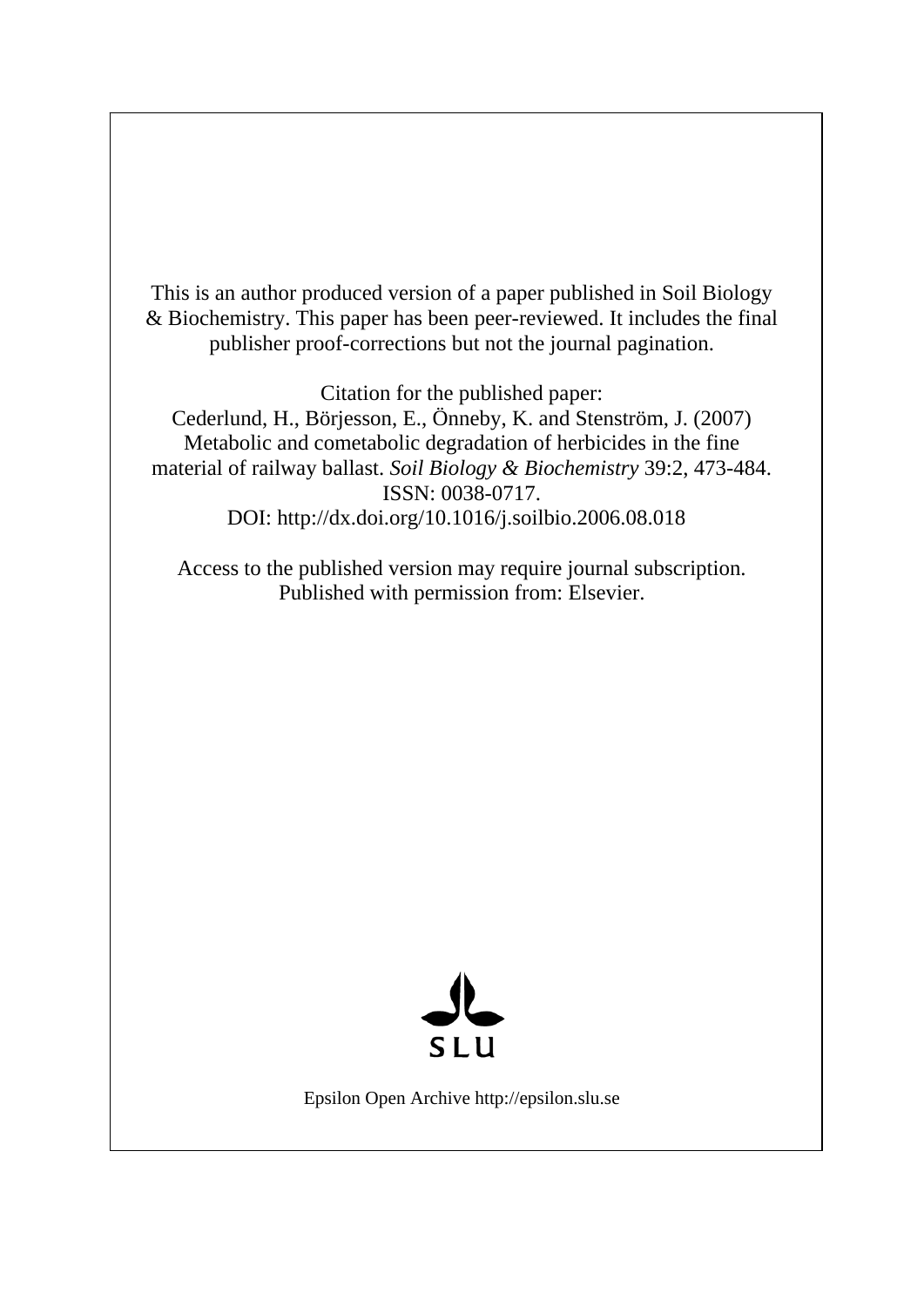This is an author produced version of a paper published in Soil Biology & Biochemistry. This paper has been peer-reviewed. It includes the final publisher proof-corrections but not the journal pagination.

Citation for the published paper:
Cederlund, H., Börjesson, E., Önneby, K. and Stenström, J. (2007) Metabolic and cometabolic degradation of herbicides in the fine material of railway ballast. *Soil Biology & Biochemistry* 39:2, 473-484. ISSN: 0038-0717.
DOI: http://dx.doi.org/10.1016/j.soilbio.2006.08.018

Access to the published version may require journal subscription. Published with permission from: Elsevier.

SLU

Epsilon Open Archive http://epsilon.slu.se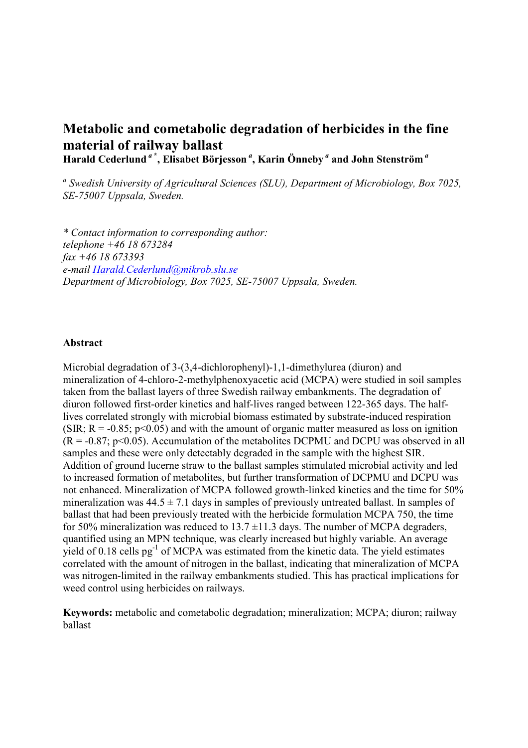# Metabolic and cometabolic degradation of herbicides in the fine material of railway ballast

**Harald Cederlund** [a*], **Elisabet Börjesson** [a], **Karin Önneby** [a] **and John Stenström** [a]

[a] *Swedish University of Agricultural Sciences (SLU), Department of Microbiology, Box 7025, SE-75007 Uppsala, Sweden.*

*\* Contact information to corresponding author:*
*telephone +46 18 673284*
*fax +46 18 673393*
*e-mail Harald.Cederlund@mikrob.slu.se*
*Department of Microbiology, Box 7025, SE-75007 Uppsala, Sweden.*

## Abstract

Microbial degradation of 3-(3,4-dichlorophenyl)-1,1-dimethylurea (diuron) and mineralization of 4-chloro-2-methylphenoxyacetic acid (MCPA) were studied in soil samples taken from the ballast layers of three Swedish railway embankments. The degradation of diuron followed first-order kinetics and half-lives ranged between 122-365 days. The half-lives correlated strongly with microbial biomass estimated by substrate-induced respiration (SIR; $R = -0.85$; $p<0.05$) and with the amount of organic matter measured as loss on ignition ($R = -0.87$; $p<0.05$). Accumulation of the metabolites DCPMU and DCPU was observed in all samples and these were only detectably degraded in the sample with the highest SIR. Addition of ground lucerne straw to the ballast samples stimulated microbial activity and led to increased formation of metabolites, but further transformation of DCPMU and DCPU was not enhanced. Mineralization of MCPA followed growth-linked kinetics and the time for 50% mineralization was $44.5 \pm 7.1$ days in samples of previously untreated ballast. In samples of ballast that had been previously treated with the herbicide formulation MCPA 750, the time for 50% mineralization was reduced to $13.7 \pm 11.3$ days. The number of MCPA degraders, quantified using an MPN technique, was clearly increased but highly variable. An average yield of 0.18 cells $pg^{-1}$ of MCPA was estimated from the kinetic data. The yield estimates correlated with the amount of nitrogen in the ballast, indicating that mineralization of MCPA was nitrogen-limited in the railway embankments studied. This has practical implications for weed control using herbicides on railways.

**Keywords:** metabolic and cometabolic degradation; mineralization; MCPA; diuron; railway ballast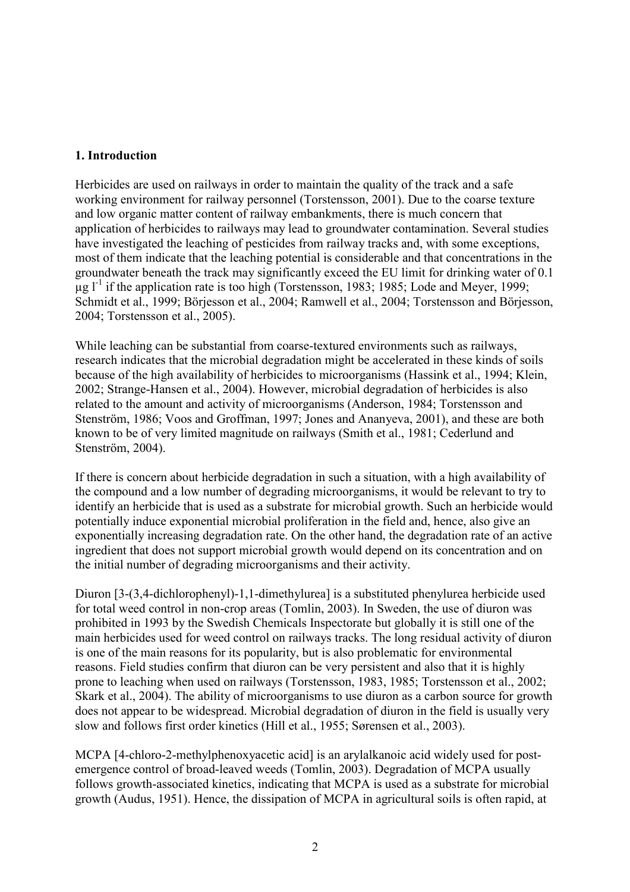## 1. Introduction

Herbicides are used on railways in order to maintain the quality of the track and a safe working environment for railway personnel (Torstensson, 2001). Due to the coarse texture and low organic matter content of railway embankments, there is much concern that application of herbicides to railways may lead to groundwater contamination. Several studies have investigated the leaching of pesticides from railway tracks and, with some exceptions, most of them indicate that the leaching potential is considerable and that concentrations in the groundwater beneath the track may significantly exceed the EU limit for drinking water of 0.1 $\mu g\ l^{-1}$ if the application rate is too high (Torstensson, 1983; 1985; Lode and Meyer, 1999; Schmidt et al., 1999; Börjesson et al., 2004; Ramwell et al., 2004; Torstensson and Börjesson, 2004; Torstensson et al., 2005).

While leaching can be substantial from coarse-textured environments such as railways, research indicates that the microbial degradation might be accelerated in these kinds of soils because of the high availability of herbicides to microorganisms (Hassink et al., 1994; Klein, 2002; Strange-Hansen et al., 2004). However, microbial degradation of herbicides is also related to the amount and activity of microorganisms (Anderson, 1984; Torstensson and Stenström, 1986; Voos and Groffman, 1997; Jones and Ananyeva, 2001), and these are both known to be of very limited magnitude on railways (Smith et al., 1981; Cederlund and Stenström, 2004).

If there is concern about herbicide degradation in such a situation, with a high availability of the compound and a low number of degrading microorganisms, it would be relevant to try to identify an herbicide that is used as a substrate for microbial growth. Such an herbicide would potentially induce exponential microbial proliferation in the field and, hence, also give an exponentially increasing degradation rate. On the other hand, the degradation rate of an active ingredient that does not support microbial growth would depend on its concentration and on the initial number of degrading microorganisms and their activity.

Diuron [3-(3,4-dichlorophenyl)-1,1-dimethylurea] is a substituted phenylurea herbicide used for total weed control in non-crop areas (Tomlin, 2003). In Sweden, the use of diuron was prohibited in 1993 by the Swedish Chemicals Inspectorate but globally it is still one of the main herbicides used for weed control on railways tracks. The long residual activity of diuron is one of the main reasons for its popularity, but is also problematic for environmental reasons. Field studies confirm that diuron can be very persistent and also that it is highly prone to leaching when used on railways (Torstensson, 1983, 1985; Torstensson et al., 2002; Skark et al., 2004). The ability of microorganisms to use diuron as a carbon source for growth does not appear to be widespread. Microbial degradation of diuron in the field is usually very slow and follows first order kinetics (Hill et al., 1955; Sørensen et al., 2003).

MCPA [4-chloro-2-methylphenoxyacetic acid] is an arylalkanoic acid widely used for post-emergence control of broad-leaved weeds (Tomlin, 2003). Degradation of MCPA usually follows growth-associated kinetics, indicating that MCPA is used as a substrate for microbial growth (Audus, 1951). Hence, the dissipation of MCPA in agricultural soils is often rapid, at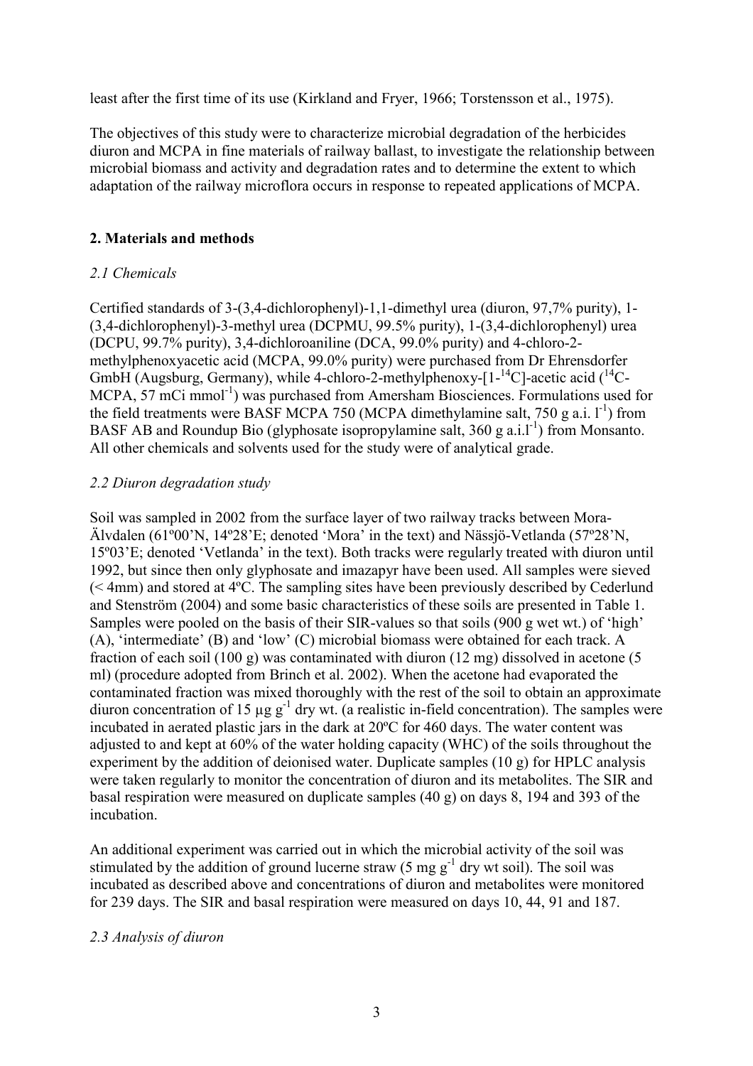least after the first time of its use (Kirkland and Fryer, 1966; Torstensson et al., 1975).

The objectives of this study were to characterize microbial degradation of the herbicides diuron and MCPA in fine materials of railway ballast, to investigate the relationship between microbial biomass and activity and degradation rates and to determine the extent to which adaptation of the railway microflora occurs in response to repeated applications of MCPA.

## 2. Materials and methods

### *2.1 Chemicals*

Certified standards of 3-(3,4-dichlorophenyl)-1,1-dimethyl urea (diuron, 97,7% purity), 1-(3,4-dichlorophenyl)-3-methyl urea (DCPMU, 99.5% purity), 1-(3,4-dichlorophenyl) urea (DCPU, 99.7% purity), 3,4-dichloroaniline (DCA, 99.0% purity) and 4-chloro-2-methylphenoxyacetic acid (MCPA, 99.0% purity) were purchased from Dr Ehrensdorfer GmbH (Augsburg, Germany), while 4-chloro-2-methylphenoxy-[1-$^{14}$C]-acetic acid ($^{14}$C-MCPA, 57 mCi mmol$^{-1}$) was purchased from Amersham Biosciences. Formulations used for the field treatments were BASF MCPA 750 (MCPA dimethylamine salt, 750 g a.i. l$^{-1}$) from BASF AB and Roundup Bio (glyphosate isopropylamine salt, 360 g a.i.l$^{-1}$) from Monsanto. All other chemicals and solvents used for the study were of analytical grade.

### *2.2 Diuron degradation study*

Soil was sampled in 2002 from the surface layer of two railway tracks between Mora-Älvdalen (61º00'N, 14º28'E; denoted 'Mora' in the text) and Nässjö-Vetlanda (57º28'N, 15º03'E; denoted 'Vetlanda' in the text). Both tracks were regularly treated with diuron until 1992, but since then only glyphosate and imazapyr have been used. All samples were sieved (< 4mm) and stored at 4ºC. The sampling sites have been previously described by Cederlund and Stenström (2004) and some basic characteristics of these soils are presented in Table 1. Samples were pooled on the basis of their SIR-values so that soils (900 g wet wt.) of 'high' (A), 'intermediate' (B) and 'low' (C) microbial biomass were obtained for each track. A fraction of each soil (100 g) was contaminated with diuron (12 mg) dissolved in acetone (5 ml) (procedure adopted from Brinch et al. 2002). When the acetone had evaporated the contaminated fraction was mixed thoroughly with the rest of the soil to obtain an approximate diuron concentration of 15 µg g$^{-1}$ dry wt. (a realistic in-field concentration). The samples were incubated in aerated plastic jars in the dark at 20ºC for 460 days. The water content was adjusted to and kept at 60% of the water holding capacity (WHC) of the soils throughout the experiment by the addition of deionised water. Duplicate samples (10 g) for HPLC analysis were taken regularly to monitor the concentration of diuron and its metabolites. The SIR and basal respiration were measured on duplicate samples (40 g) on days 8, 194 and 393 of the incubation.

An additional experiment was carried out in which the microbial activity of the soil was stimulated by the addition of ground lucerne straw (5 mg g$^{-1}$ dry wt soil). The soil was incubated as described above and concentrations of diuron and metabolites were monitored for 239 days. The SIR and basal respiration were measured on days 10, 44, 91 and 187.

### *2.3 Analysis of diuron*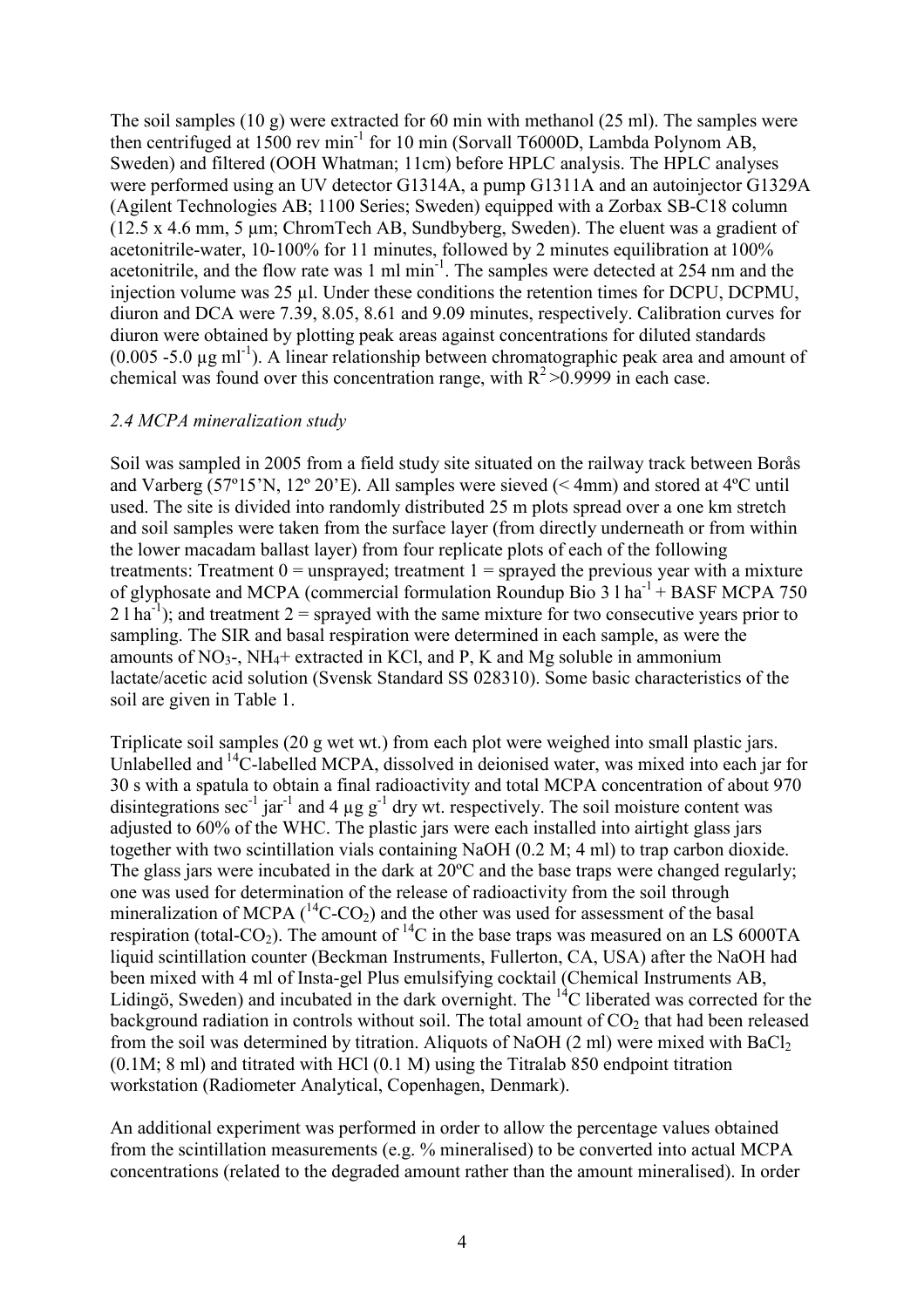The soil samples (10 g) were extracted for 60 min with methanol (25 ml). The samples were then centrifuged at 1500 rev $min^{-1}$ for 10 min (Sorvall T6000D, Lambda Polynom AB, Sweden) and filtered (OOH Whatman; 11cm) before HPLC analysis. The HPLC analyses were performed using an UV detector G1314A, a pump G1311A and an autoinjector G1329A (Agilent Technologies AB; 1100 Series; Sweden) equipped with a Zorbax SB-C18 column (12.5 x 4.6 mm, 5 µm; ChromTech AB, Sundbyberg, Sweden). The eluent was a gradient of acetonitrile-water, 10-100% for 11 minutes, followed by 2 minutes equilibration at 100% acetonitrile, and the flow rate was 1 ml $min^{-1}$. The samples were detected at 254 nm and the injection volume was 25 µl. Under these conditions the retention times for DCPU, DCPMU, diuron and DCA were 7.39, 8.05, 8.61 and 9.09 minutes, respectively. Calibration curves for diuron were obtained by plotting peak areas against concentrations for diluted standards (0.005 -5.0 µg $ml^{-1}$). A linear relationship between chromatographic peak area and amount of chemical was found over this concentration range, with $R^2 > 0.9999$ in each case.

*2.4 MCPA mineralization study*

Soil was sampled in 2005 from a field study site situated on the railway track between Borås and Varberg (57º15'N, 12º 20'E). All samples were sieved (< 4mm) and stored at 4ºC until used. The site is divided into randomly distributed 25 m plots spread over a one km stretch and soil samples were taken from the surface layer (from directly underneath or from within the lower macadam ballast layer) from four replicate plots of each of the following treatments: Treatment 0 = unsprayed; treatment 1 = sprayed the previous year with a mixture of glyphosate and MCPA (commercial formulation Roundup Bio 3 l $ha^{-1}$ + BASF MCPA 750 2 l $ha^{-1}$); and treatment 2 = sprayed with the same mixture for two consecutive years prior to sampling. The SIR and basal respiration were determined in each sample, as were the amounts of $NO_3$-, $NH_4$+ extracted in KCl, and P, K and Mg soluble in ammonium lactate/acetic acid solution (Svensk Standard SS 028310). Some basic characteristics of the soil are given in Table 1.

Triplicate soil samples (20 g wet wt.) from each plot were weighed into small plastic jars. Unlabelled and $^{14}C$-labelled MCPA, dissolved in deionised water, was mixed into each jar for 30 s with a spatula to obtain a final radioactivity and total MCPA concentration of about 970 disintegrations $sec^{-1}$ $jar^{-1}$ and 4 µg $g^{-1}$ dry wt. respectively. The soil moisture content was adjusted to 60% of the WHC. The plastic jars were each installed into airtight glass jars together with two scintillation vials containing NaOH (0.2 M; 4 ml) to trap carbon dioxide. The glass jars were incubated in the dark at 20ºC and the base traps were changed regularly; one was used for determination of the release of radioactivity from the soil through mineralization of MCPA ($^{14}C$-$CO_2$) and the other was used for assessment of the basal respiration (total-$CO_2$). The amount of $^{14}C$ in the base traps was measured on an LS 6000TA liquid scintillation counter (Beckman Instruments, Fullerton, CA, USA) after the NaOH had been mixed with 4 ml of Insta-gel Plus emulsifying cocktail (Chemical Instruments AB, Lidingö, Sweden) and incubated in the dark overnight. The $^{14}C$ liberated was corrected for the background radiation in controls without soil. The total amount of $CO_2$ that had been released from the soil was determined by titration. Aliquots of NaOH (2 ml) were mixed with $BaCl_2$ (0.1M; 8 ml) and titrated with HCl (0.1 M) using the Titralab 850 endpoint titration workstation (Radiometer Analytical, Copenhagen, Denmark).

An additional experiment was performed in order to allow the percentage values obtained from the scintillation measurements (e.g. % mineralised) to be converted into actual MCPA concentrations (related to the degraded amount rather than the amount mineralised). In order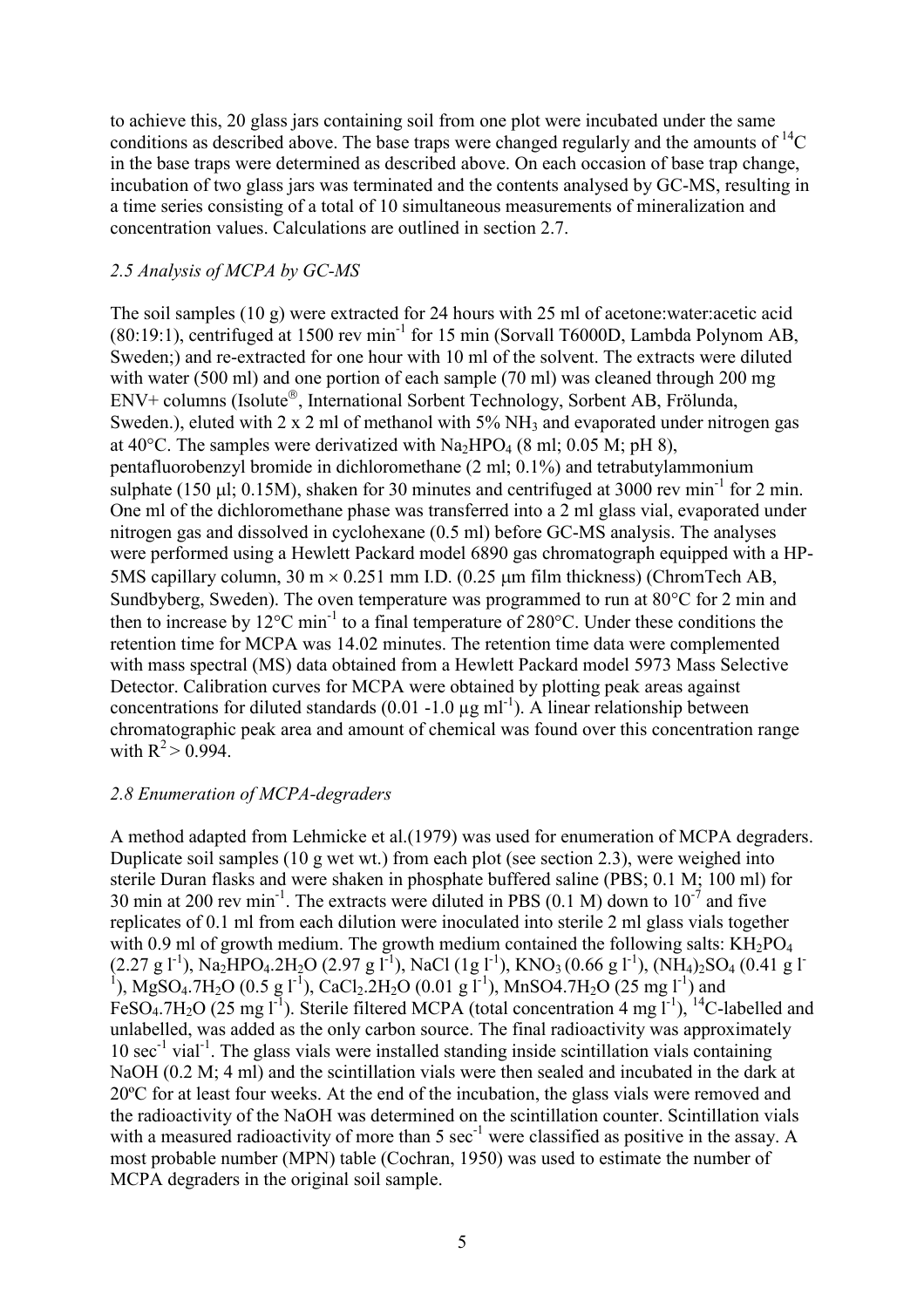to achieve this, 20 glass jars containing soil from one plot were incubated under the same conditions as described above. The base traps were changed regularly and the amounts of $^{14}C$ in the base traps were determined as described above. On each occasion of base trap change, incubation of two glass jars was terminated and the contents analysed by GC-MS, resulting in a time series consisting of a total of 10 simultaneous measurements of mineralization and concentration values. Calculations are outlined in section 2.7.

### *2.5 Analysis of MCPA by GC-MS*

The soil samples (10 g) were extracted for 24 hours with 25 ml of acetone:water:acetic acid (80:19:1), centrifuged at 1500 rev min$^{-1}$ for 15 min (Sorvall T6000D, Lambda Polynom AB, Sweden;) and re-extracted for one hour with 10 ml of the solvent. The extracts were diluted with water (500 ml) and one portion of each sample (70 ml) was cleaned through 200 mg ENV+ columns (Isolute®, International Sorbent Technology, Sorbent AB, Frölunda, Sweden.), eluted with 2 x 2 ml of methanol with 5% $NH_3$ and evaporated under nitrogen gas at 40°C. The samples were derivatized with $Na_2HPO_4$ (8 ml; 0.05 M; pH 8), pentafluorobenzyl bromide in dichloromethane (2 ml; 0.1%) and tetrabutylammonium sulphate (150 µl; 0.15M), shaken for 30 minutes and centrifuged at 3000 rev min$^{-1}$ for 2 min. One ml of the dichloromethane phase was transferred into a 2 ml glass vial, evaporated under nitrogen gas and dissolved in cyclohexane (0.5 ml) before GC-MS analysis. The analyses were performed using a Hewlett Packard model 6890 gas chromatograph equipped with a HP-5MS capillary column, 30 m × 0.251 mm I.D. (0.25 µm film thickness) (ChromTech AB, Sundbyberg, Sweden). The oven temperature was programmed to run at 80°C for 2 min and then to increase by 12°C min$^{-1}$ to a final temperature of 280°C. Under these conditions the retention time for MCPA was 14.02 minutes. The retention time data were complemented with mass spectral (MS) data obtained from a Hewlett Packard model 5973 Mass Selective Detector. Calibration curves for MCPA were obtained by plotting peak areas against concentrations for diluted standards (0.01 -1.0 µg ml$^{-1}$). A linear relationship between chromatographic peak area and amount of chemical was found over this concentration range with $R^2 > 0.994$.

### *2.8 Enumeration of MCPA-degraders*

A method adapted from Lehmicke et al.(1979) was used for enumeration of MCPA degraders. Duplicate soil samples (10 g wet wt.) from each plot (see section 2.3), were weighed into sterile Duran flasks and were shaken in phosphate buffered saline (PBS; 0.1 M; 100 ml) for 30 min at 200 rev min$^{-1}$. The extracts were diluted in PBS (0.1 M) down to $10^{-7}$ and five replicates of 0.1 ml from each dilution were inoculated into sterile 2 ml glass vials together with 0.9 ml of growth medium. The growth medium contained the following salts: $KH_2PO_4$ (2.27 g l$^{-1}$), $Na_2HPO_4.2H_2O$ (2.97 g l$^{-1}$), NaCl (1g l$^{-1}$), $KNO_3$ (0.66 g l$^{-1}$), $(NH_4)_2SO_4$ (0.41 g l$^{-1}$), $MgSO_4.7H_2O$ (0.5 g l$^{-1}$), $CaCl_2.2H_2O$ (0.01 g l$^{-1}$), MnSO4.7$H_2O$ (25 mg l$^{-1}$) and $FeSO_4.7H_2O$ (25 mg l$^{-1}$). Sterile filtered MCPA (total concentration 4 mg l$^{-1}$), $^{14}C$-labelled and unlabelled, was added as the only carbon source. The final radioactivity was approximately 10 sec$^{-1}$ vial$^{-1}$. The glass vials were installed standing inside scintillation vials containing NaOH (0.2 M; 4 ml) and the scintillation vials were then sealed and incubated in the dark at 20ºC for at least four weeks. At the end of the incubation, the glass vials were removed and the radioactivity of the NaOH was determined on the scintillation counter. Scintillation vials with a measured radioactivity of more than 5 sec$^{-1}$ were classified as positive in the assay. A most probable number (MPN) table (Cochran, 1950) was used to estimate the number of MCPA degraders in the original soil sample.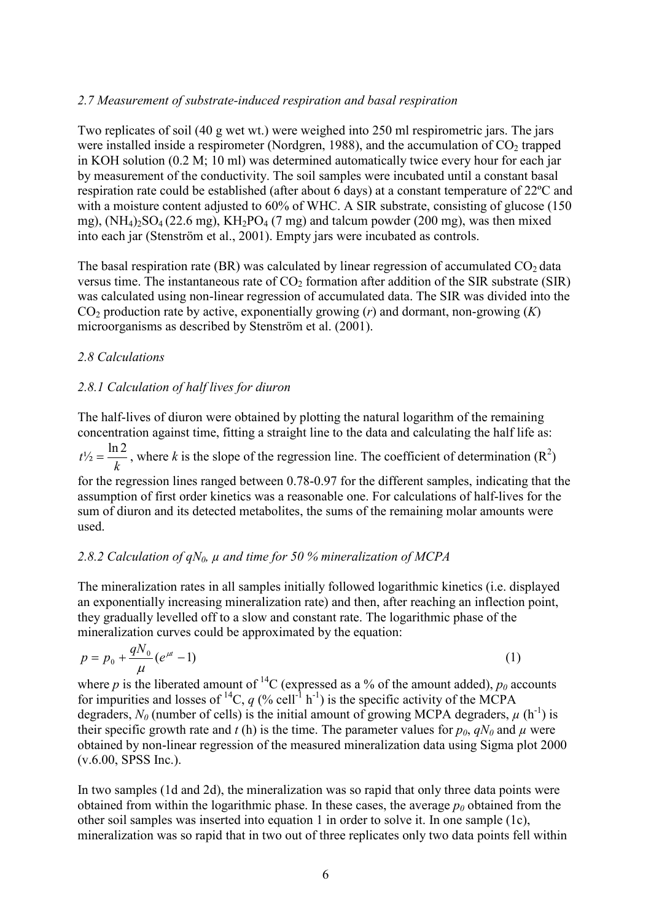### *2.7 Measurement of substrate-induced respiration and basal respiration*

Two replicates of soil (40 g wet wt.) were weighed into 250 ml respirometric jars. The jars were installed inside a respirometer (Nordgren, 1988), and the accumulation of $CO_2$ trapped in KOH solution (0.2 M; 10 ml) was determined automatically twice every hour for each jar by measurement of the conductivity. The soil samples were incubated until a constant basal respiration rate could be established (after about 6 days) at a constant temperature of 22ºC and with a moisture content adjusted to 60% of WHC. A SIR substrate, consisting of glucose (150 mg), $(NH_4)_2SO_4$ (22.6 mg), $KH_2PO_4$ (7 mg) and talcum powder (200 mg), was then mixed into each jar (Stenström et al., 2001). Empty jars were incubated as controls.

The basal respiration rate (BR) was calculated by linear regression of accumulated $CO_2$ data versus time. The instantaneous rate of $CO_2$ formation after addition of the SIR substrate (SIR) was calculated using non-linear regression of accumulated data. The SIR was divided into the $CO_2$ production rate by active, exponentially growing (*r*) and dormant, non-growing (*K*) microorganisms as described by Stenström et al. (2001).

### *2.8 Calculations*

#### *2.8.1 Calculation of half lives for diuron*

The half-lives of diuron were obtained by plotting the natural logarithm of the remaining concentration against time, fitting a straight line to the data and calculating the half life as: $t½ = \frac{\ln 2}{k}$, where *k* is the slope of the regression line. The coefficient of determination ($R^2$) for the regression lines ranged between 0.78-0.97 for the different samples, indicating that the assumption of first order kinetics was a reasonable one. For calculations of half-lives for the sum of diuron and its detected metabolites, the sums of the remaining molar amounts were used.

#### *2.8.2 Calculation of $qN_0$, μ and time for 50 % mineralization of MCPA*

The mineralization rates in all samples initially followed logarithmic kinetics (i.e. displayed an exponentially increasing mineralization rate) and then, after reaching an inflection point, they gradually levelled off to a slow and constant rate. The logarithmic phase of the mineralization curves could be approximated by the equation:

$$p = p_0 + \frac{qN_0}{\mu}(e^{\mu t} - 1) \qquad (1)$$

where *p* is the liberated amount of $^{14}C$ (expressed as a % of the amount added), $p_0$ accounts for impurities and losses of $^{14}C$, *q* (% $cell^{-1}$ $h^{-1}$) is the specific activity of the MCPA degraders, $N_0$ (number of cells) is the initial amount of growing MCPA degraders, $\mu$ ($h^{-1}$) is their specific growth rate and *t* (h) is the time. The parameter values for $p_0$, $qN_0$ and $\mu$ were obtained by non-linear regression of the measured mineralization data using Sigma plot 2000 (v.6.00, SPSS Inc.).

In two samples (1d and 2d), the mineralization was so rapid that only three data points were obtained from within the logarithmic phase. In these cases, the average $p_0$ obtained from the other soil samples was inserted into equation 1 in order to solve it. In one sample (1c), mineralization was so rapid that in two out of three replicates only two data points fell within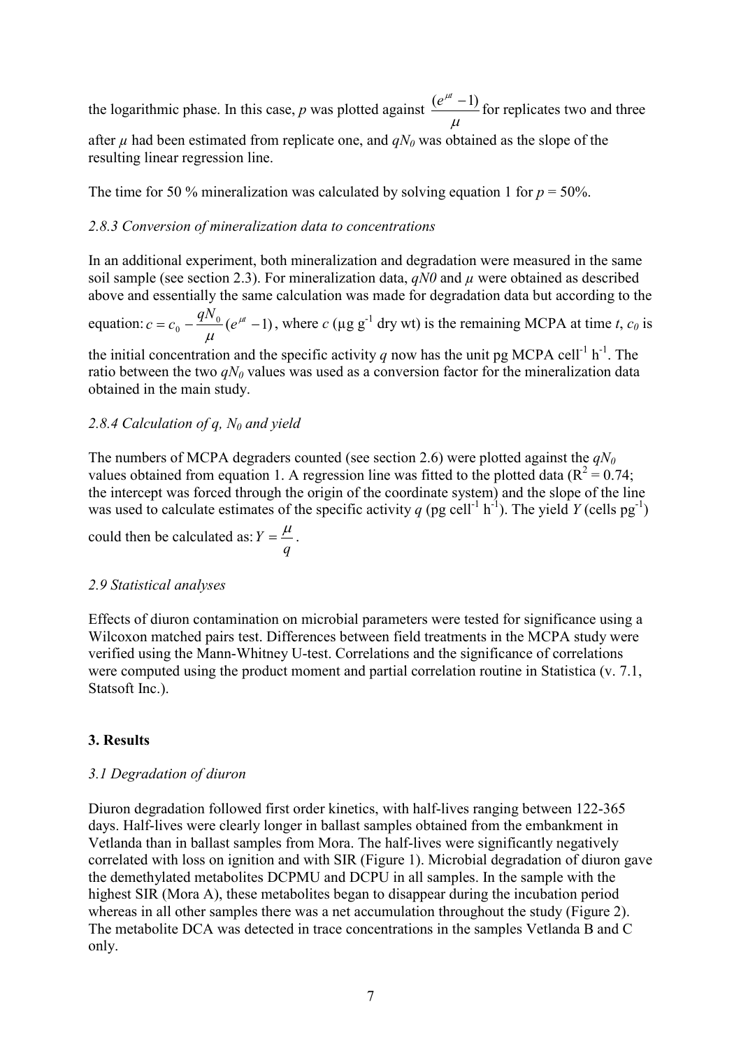the logarithmic phase. In this case, $p$ was plotted against $\frac{(e^{\mu t}-1)}{\mu}$ for replicates two and three after $\mu$ had been estimated from replicate one, and $qN_0$ was obtained as the slope of the resulting linear regression line.

The time for 50 % mineralization was calculated by solving equation 1 for $p = 50\%$.

### *2.8.3 Conversion of mineralization data to concentrations*

In an additional experiment, both mineralization and degradation were measured in the same soil sample (see section 2.3). For mineralization data, *qN0* and $\mu$ were obtained as described above and essentially the same calculation was made for degradation data but according to the equation: $c = c_0 - \frac{qN_0}{\mu}(e^{\mu t}-1)$, where $c$ (µg $g^{-1}$ dry wt) is the remaining MCPA at time $t$, $c_0$ is the initial concentration and the specific activity $q$ now has the unit pg MCPA $cell^{-1}$ $h^{-1}$. The ratio between the two $qN_0$ values was used as a conversion factor for the mineralization data obtained in the main study.

### *2.8.4 Calculation of q, $N_0$ and yield*

The numbers of MCPA degraders counted (see section 2.6) were plotted against the $qN_0$ values obtained from equation 1. A regression line was fitted to the plotted data ($R^2 = 0.74$; the intercept was forced through the origin of the coordinate system) and the slope of the line was used to calculate estimates of the specific activity $q$ (pg $cell^{-1}$ $h^{-1}$). The yield $Y$ (cells $pg^{-1}$) could then be calculated as: $Y = \frac{\mu}{q}$.

### *2.9 Statistical analyses*

Effects of diuron contamination on microbial parameters were tested for significance using a Wilcoxon matched pairs test. Differences between field treatments in the MCPA study were verified using the Mann-Whitney U-test. Correlations and the significance of correlations were computed using the product moment and partial correlation routine in Statistica (v. 7.1, Statsoft Inc.).

## 3. Results

### *3.1 Degradation of diuron*

Diuron degradation followed first order kinetics, with half-lives ranging between 122-365 days. Half-lives were clearly longer in ballast samples obtained from the embankment in Vetlanda than in ballast samples from Mora. The half-lives were significantly negatively correlated with loss on ignition and with SIR (Figure 1). Microbial degradation of diuron gave the demethylated metabolites DCPMU and DCPU in all samples. In the sample with the highest SIR (Mora A), these metabolites began to disappear during the incubation period whereas in all other samples there was a net accumulation throughout the study (Figure 2). The metabolite DCA was detected in trace concentrations in the samples Vetlanda B and C only.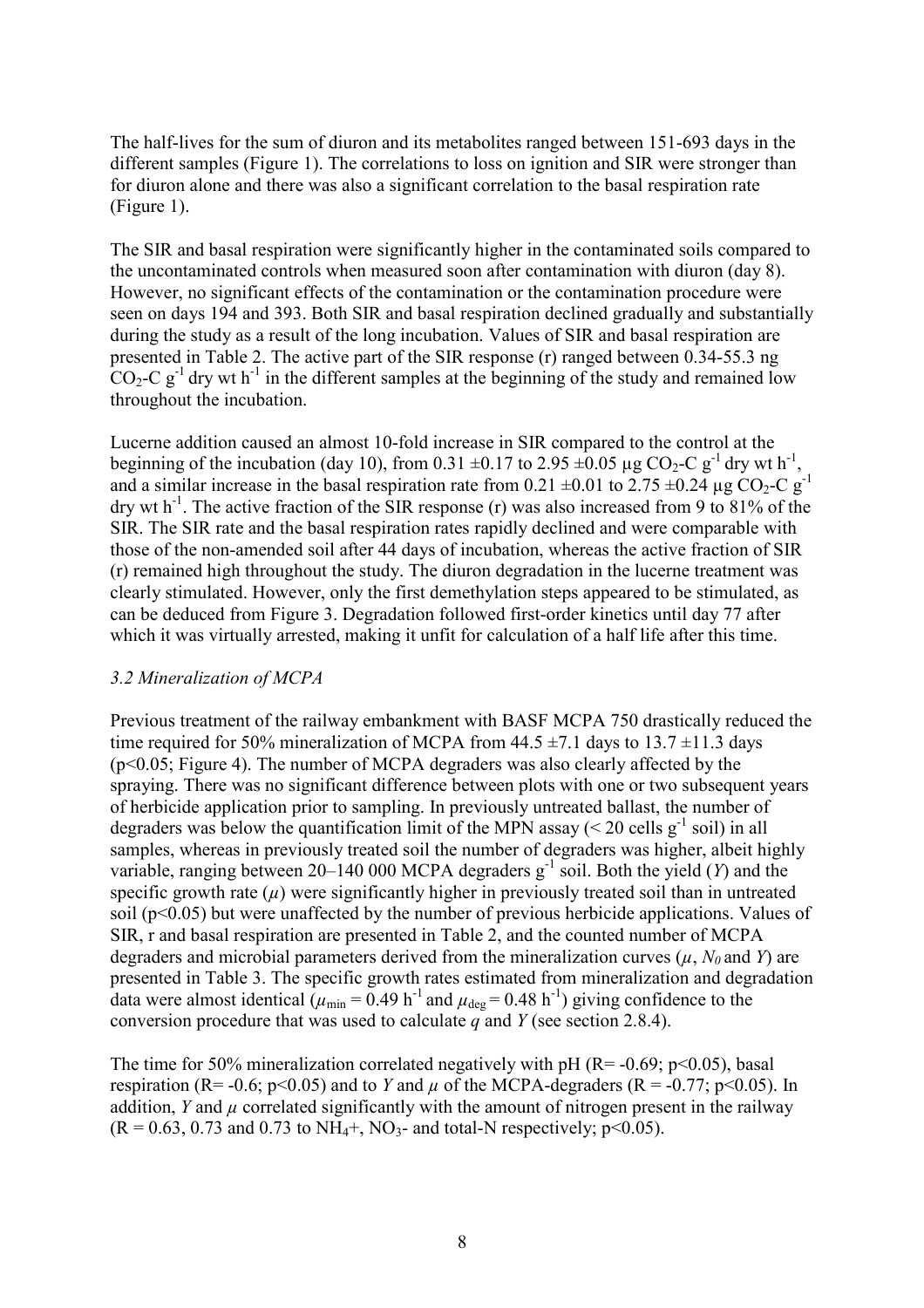The half-lives for the sum of diuron and its metabolites ranged between 151-693 days in the different samples (Figure 1). The correlations to loss on ignition and SIR were stronger than for diuron alone and there was also a significant correlation to the basal respiration rate (Figure 1).

The SIR and basal respiration were significantly higher in the contaminated soils compared to the uncontaminated controls when measured soon after contamination with diuron (day 8). However, no significant effects of the contamination or the contamination procedure were seen on days 194 and 393. Both SIR and basal respiration declined gradually and substantially during the study as a result of the long incubation. Values of SIR and basal respiration are presented in Table 2. The active part of the SIR response (r) ranged between 0.34-55.3 ng $CO_2$-C $g^{-1}$ dry wt $h^{-1}$ in the different samples at the beginning of the study and remained low throughout the incubation.

Lucerne addition caused an almost 10-fold increase in SIR compared to the control at the beginning of the incubation (day 10), from 0.31 ±0.17 to 2.95 ±0.05 µg $CO_2$-C $g^{-1}$ dry wt $h^{-1}$, and a similar increase in the basal respiration rate from 0.21 ±0.01 to 2.75 ±0.24 µg $CO_2$-C $g^{-1}$ dry wt $h^{-1}$. The active fraction of the SIR response (r) was also increased from 9 to 81% of the SIR. The SIR rate and the basal respiration rates rapidly declined and were comparable with those of the non-amended soil after 44 days of incubation, whereas the active fraction of SIR (r) remained high throughout the study. The diuron degradation in the lucerne treatment was clearly stimulated. However, only the first demethylation steps appeared to be stimulated, as can be deduced from Figure 3. Degradation followed first-order kinetics until day 77 after which it was virtually arrested, making it unfit for calculation of a half life after this time.

### *3.2 Mineralization of MCPA*

Previous treatment of the railway embankment with BASF MCPA 750 drastically reduced the time required for 50% mineralization of MCPA from 44.5 ±7.1 days to 13.7 ±11.3 days ($p<0.05$; Figure 4). The number of MCPA degraders was also clearly affected by the spraying. There was no significant difference between plots with one or two subsequent years of herbicide application prior to sampling. In previously untreated ballast, the number of degraders was below the quantification limit of the MPN assay (< 20 cells $g^{-1}$ soil) in all samples, whereas in previously treated soil the number of degraders was higher, albeit highly variable, ranging between 20–140 000 MCPA degraders $g^{-1}$ soil. Both the yield ($Y$) and the specific growth rate ($\mu$) were significantly higher in previously treated soil than in untreated soil ($p<0.05$) but were unaffected by the number of previous herbicide applications. Values of SIR, r and basal respiration are presented in Table 2, and the counted number of MCPA degraders and microbial parameters derived from the mineralization curves ($\mu$, $N_0$ and $Y$) are presented in Table 3. The specific growth rates estimated from mineralization and degradation data were almost identical ($\mu_{min} = 0.49$ $h^{-1}$ and $\mu_{deg} = 0.48$ $h^{-1}$) giving confidence to the conversion procedure that was used to calculate $q$ and $Y$ (see section 2.8.4).

The time for 50% mineralization correlated negatively with pH ($R= -0.69$; $p<0.05$), basal respiration ($R= -0.6$; $p<0.05$) and to $Y$ and $\mu$ of the MCPA-degraders ($R = -0.77$; $p<0.05$). In addition, $Y$ and $\mu$ correlated significantly with the amount of nitrogen present in the railway ($R = 0.63$, 0.73 and 0.73 to $NH_4$+, $NO_3$- and total-N respectively; $p<0.05$).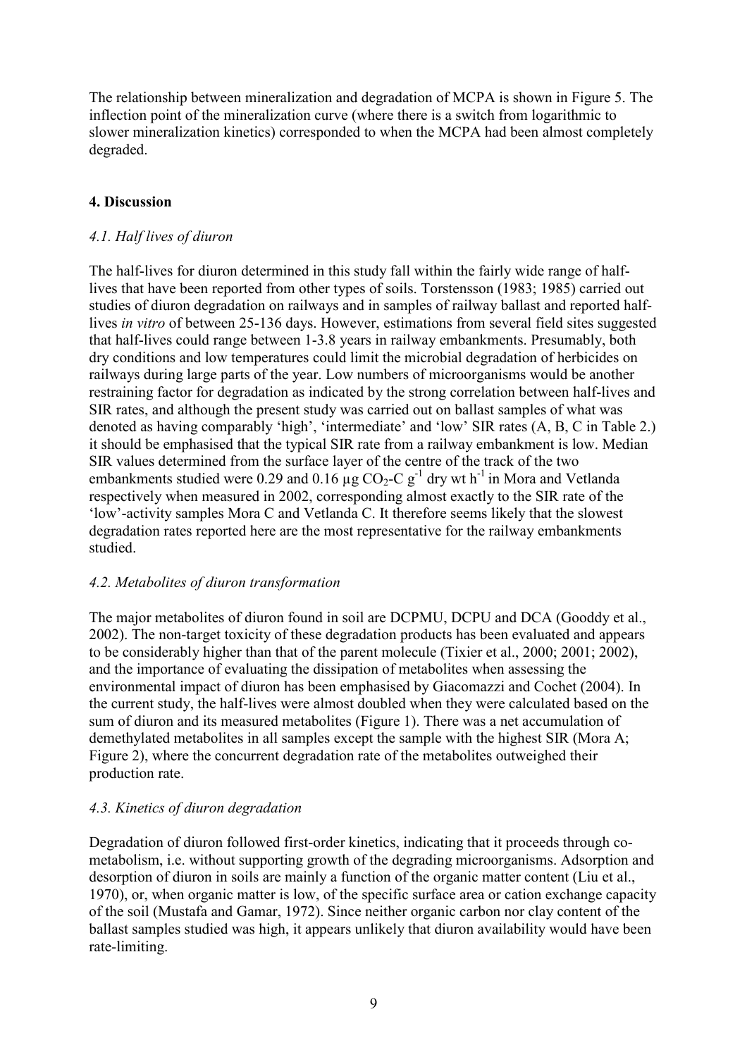The relationship between mineralization and degradation of MCPA is shown in Figure 5. The inflection point of the mineralization curve (where there is a switch from logarithmic to slower mineralization kinetics) corresponded to when the MCPA had been almost completely degraded.

## 4. Discussion

### *4.1. Half lives of diuron*

The half-lives for diuron determined in this study fall within the fairly wide range of half-lives that have been reported from other types of soils. Torstensson (1983; 1985) carried out studies of diuron degradation on railways and in samples of railway ballast and reported half-lives *in vitro* of between 25-136 days. However, estimations from several field sites suggested that half-lives could range between 1-3.8 years in railway embankments. Presumably, both dry conditions and low temperatures could limit the microbial degradation of herbicides on railways during large parts of the year. Low numbers of microorganisms would be another restraining factor for degradation as indicated by the strong correlation between half-lives and SIR rates, and although the present study was carried out on ballast samples of what was denoted as having comparably 'high', 'intermediate' and 'low' SIR rates (A, B, C in Table 2.) it should be emphasised that the typical SIR rate from a railway embankment is low. Median SIR values determined from the surface layer of the centre of the track of the two embankments studied were 0.29 and 0.16 µg $CO_2$-C $g^{-1}$ dry wt $h^{-1}$ in Mora and Vetlanda respectively when measured in 2002, corresponding almost exactly to the SIR rate of the 'low'-activity samples Mora C and Vetlanda C. It therefore seems likely that the slowest degradation rates reported here are the most representative for the railway embankments studied.

### *4.2. Metabolites of diuron transformation*

The major metabolites of diuron found in soil are DCPMU, DCPU and DCA (Gooddy et al., 2002). The non-target toxicity of these degradation products has been evaluated and appears to be considerably higher than that of the parent molecule (Tixier et al., 2000; 2001; 2002), and the importance of evaluating the dissipation of metabolites when assessing the environmental impact of diuron has been emphasised by Giacomazzi and Cochet (2004). In the current study, the half-lives were almost doubled when they were calculated based on the sum of diuron and its measured metabolites (Figure 1). There was a net accumulation of demethylated metabolites in all samples except the sample with the highest SIR (Mora A; Figure 2), where the concurrent degradation rate of the metabolites outweighed their production rate.

### *4.3. Kinetics of diuron degradation*

Degradation of diuron followed first-order kinetics, indicating that it proceeds through co-metabolism, i.e. without supporting growth of the degrading microorganisms. Adsorption and desorption of diuron in soils are mainly a function of the organic matter content (Liu et al., 1970), or, when organic matter is low, of the specific surface area or cation exchange capacity of the soil (Mustafa and Gamar, 1972). Since neither organic carbon nor clay content of the ballast samples studied was high, it appears unlikely that diuron availability would have been rate-limiting.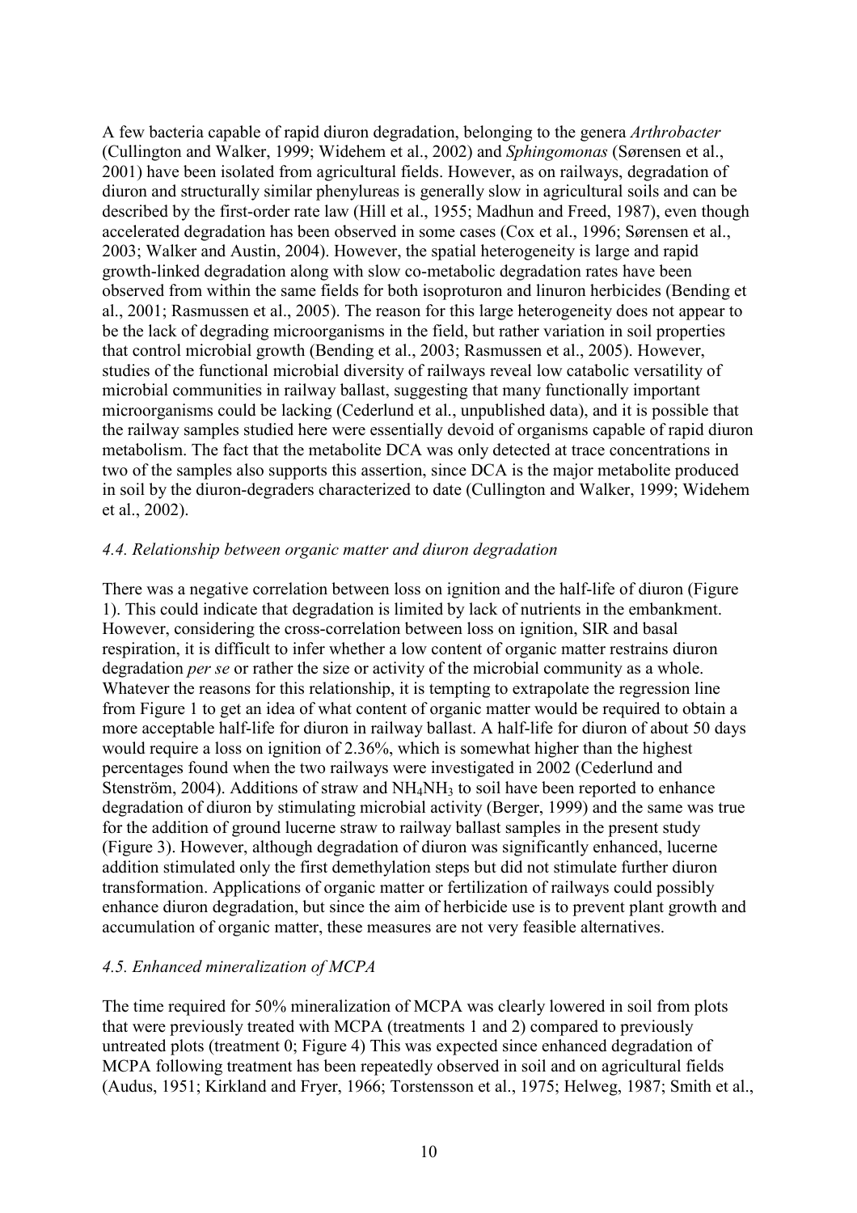A few bacteria capable of rapid diuron degradation, belonging to the genera *Arthrobacter* (Cullington and Walker, 1999; Widehem et al., 2002) and *Sphingomonas* (Sørensen et al., 2001) have been isolated from agricultural fields. However, as on railways, degradation of diuron and structurally similar phenylureas is generally slow in agricultural soils and can be described by the first-order rate law (Hill et al., 1955; Madhun and Freed, 1987), even though accelerated degradation has been observed in some cases (Cox et al., 1996; Sørensen et al., 2003; Walker and Austin, 2004). However, the spatial heterogeneity is large and rapid growth-linked degradation along with slow co-metabolic degradation rates have been observed from within the same fields for both isoproturon and linuron herbicides (Bending et al., 2001; Rasmussen et al., 2005). The reason for this large heterogeneity does not appear to be the lack of degrading microorganisms in the field, but rather variation in soil properties that control microbial growth (Bending et al., 2003; Rasmussen et al., 2005). However, studies of the functional microbial diversity of railways reveal low catabolic versatility of microbial communities in railway ballast, suggesting that many functionally important microorganisms could be lacking (Cederlund et al., unpublished data), and it is possible that the railway samples studied here were essentially devoid of organisms capable of rapid diuron metabolism. The fact that the metabolite DCA was only detected at trace concentrations in two of the samples also supports this assertion, since DCA is the major metabolite produced in soil by the diuron-degraders characterized to date (Cullington and Walker, 1999; Widehem et al., 2002).

### *4.4. Relationship between organic matter and diuron degradation*

There was a negative correlation between loss on ignition and the half-life of diuron (Figure 1). This could indicate that degradation is limited by lack of nutrients in the embankment. However, considering the cross-correlation between loss on ignition, SIR and basal respiration, it is difficult to infer whether a low content of organic matter restrains diuron degradation *per se* or rather the size or activity of the microbial community as a whole. Whatever the reasons for this relationship, it is tempting to extrapolate the regression line from Figure 1 to get an idea of what content of organic matter would be required to obtain a more acceptable half-life for diuron in railway ballast. A half-life for diuron of about 50 days would require a loss on ignition of 2.36%, which is somewhat higher than the highest percentages found when the two railways were investigated in 2002 (Cederlund and Stenström, 2004). Additions of straw and $NH_4NH_3$ to soil have been reported to enhance degradation of diuron by stimulating microbial activity (Berger, 1999) and the same was true for the addition of ground lucerne straw to railway ballast samples in the present study (Figure 3). However, although degradation of diuron was significantly enhanced, lucerne addition stimulated only the first demethylation steps but did not stimulate further diuron transformation. Applications of organic matter or fertilization of railways could possibly enhance diuron degradation, but since the aim of herbicide use is to prevent plant growth and accumulation of organic matter, these measures are not very feasible alternatives.

### *4.5. Enhanced mineralization of MCPA*

The time required for 50% mineralization of MCPA was clearly lowered in soil from plots that were previously treated with MCPA (treatments 1 and 2) compared to previously untreated plots (treatment 0; Figure 4) This was expected since enhanced degradation of MCPA following treatment has been repeatedly observed in soil and on agricultural fields (Audus, 1951; Kirkland and Fryer, 1966; Torstensson et al., 1975; Helweg, 1987; Smith et al.,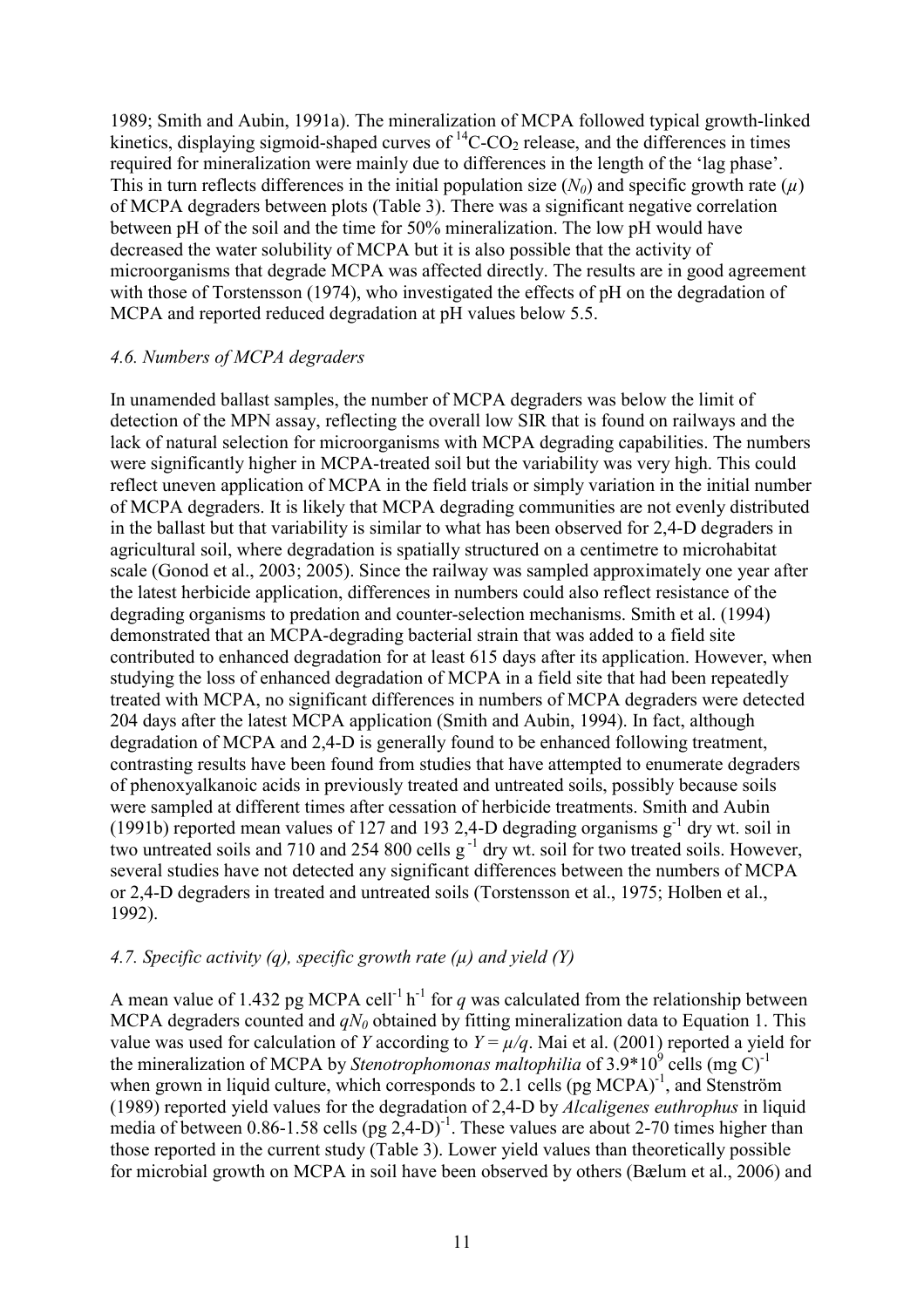1989; Smith and Aubin, 1991a). The mineralization of MCPA followed typical growth-linked kinetics, displaying sigmoid-shaped curves of $^{14}C$-$CO_2$ release, and the differences in times required for mineralization were mainly due to differences in the length of the 'lag phase'. This in turn reflects differences in the initial population size ($N_0$) and specific growth rate ($\mu$) of MCPA degraders between plots (Table 3). There was a significant negative correlation between pH of the soil and the time for 50% mineralization. The low pH would have decreased the water solubility of MCPA but it is also possible that the activity of microorganisms that degrade MCPA was affected directly. The results are in good agreement with those of Torstensson (1974), who investigated the effects of pH on the degradation of MCPA and reported reduced degradation at pH values below 5.5.

### *4.6. Numbers of MCPA degraders*

In unamended ballast samples, the number of MCPA degraders was below the limit of detection of the MPN assay, reflecting the overall low SIR that is found on railways and the lack of natural selection for microorganisms with MCPA degrading capabilities. The numbers were significantly higher in MCPA-treated soil but the variability was very high. This could reflect uneven application of MCPA in the field trials or simply variation in the initial number of MCPA degraders. It is likely that MCPA degrading communities are not evenly distributed in the ballast but that variability is similar to what has been observed for 2,4-D degraders in agricultural soil, where degradation is spatially structured on a centimetre to microhabitat scale (Gonod et al., 2003; 2005). Since the railway was sampled approximately one year after the latest herbicide application, differences in numbers could also reflect resistance of the degrading organisms to predation and counter-selection mechanisms. Smith et al. (1994) demonstrated that an MCPA-degrading bacterial strain that was added to a field site contributed to enhanced degradation for at least 615 days after its application. However, when studying the loss of enhanced degradation of MCPA in a field site that had been repeatedly treated with MCPA, no significant differences in numbers of MCPA degraders were detected 204 days after the latest MCPA application (Smith and Aubin, 1994). In fact, although degradation of MCPA and 2,4-D is generally found to be enhanced following treatment, contrasting results have been found from studies that have attempted to enumerate degraders of phenoxyalkanoic acids in previously treated and untreated soils, possibly because soils were sampled at different times after cessation of herbicide treatments. Smith and Aubin (1991b) reported mean values of 127 and 193 2,4-D degrading organisms $g^{-1}$ dry wt. soil in two untreated soils and 710 and 254 800 cells $g^{-1}$ dry wt. soil for two treated soils. However, several studies have not detected any significant differences between the numbers of MCPA or 2,4-D degraders in treated and untreated soils (Torstensson et al., 1975; Holben et al., 1992).

### *4.7. Specific activity (q), specific growth rate (μ) and yield (Y)*

A mean value of 1.432 pg MCPA $cell^{-1}$ $h^{-1}$ for $q$ was calculated from the relationship between MCPA degraders counted and $qN_0$ obtained by fitting mineralization data to Equation 1. This value was used for calculation of $Y$ according to $Y = \mu/q$. Mai et al. (2001) reported a yield for the mineralization of MCPA by *Stenotrophomonas maltophilia* of $3.9 \times 10^9$ cells (mg C)$^{-1}$ when grown in liquid culture, which corresponds to 2.1 cells (pg MCPA)$^{-1}$, and Stenström (1989) reported yield values for the degradation of 2,4-D by *Alcaligenes euthrophus* in liquid media of between 0.86-1.58 cells (pg 2,4-D)$^{-1}$. These values are about 2-70 times higher than those reported in the current study (Table 3). Lower yield values than theoretically possible for microbial growth on MCPA in soil have been observed by others (Bælum et al., 2006) and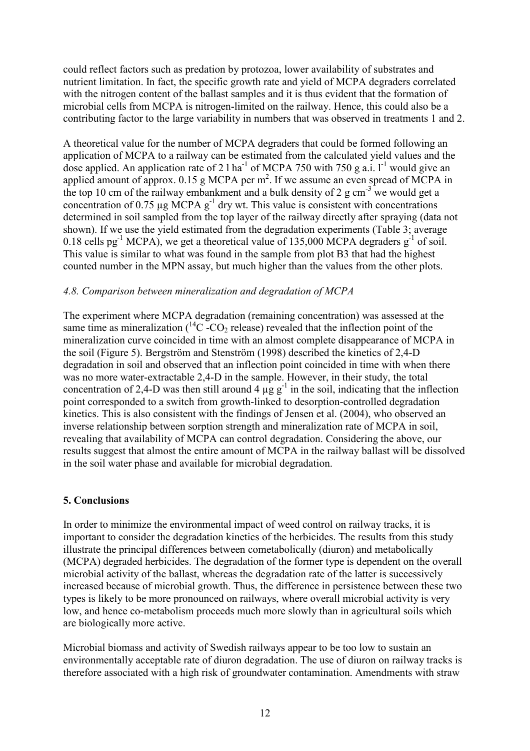could reflect factors such as predation by protozoa, lower availability of substrates and nutrient limitation. In fact, the specific growth rate and yield of MCPA degraders correlated with the nitrogen content of the ballast samples and it is thus evident that the formation of microbial cells from MCPA is nitrogen-limited on the railway. Hence, this could also be a contributing factor to the large variability in numbers that was observed in treatments 1 and 2.

A theoretical value for the number of MCPA degraders that could be formed following an application of MCPA to a railway can be estimated from the calculated yield values and the dose applied. An application rate of 2 l $ha^{-1}$ of MCPA 750 with 750 g a.i. $l^{-1}$ would give an applied amount of approx. 0.15 g MCPA per $m^2$. If we assume an even spread of MCPA in the top 10 cm of the railway embankment and a bulk density of 2 g $cm^{-3}$ we would get a concentration of 0.75 µg MCPA $g^{-1}$ dry wt. This value is consistent with concentrations determined in soil sampled from the top layer of the railway directly after spraying (data not shown). If we use the yield estimated from the degradation experiments (Table 3; average 0.18 cells $pg^{-1}$ MCPA), we get a theoretical value of 135,000 MCPA degraders $g^{-1}$ of soil. This value is similar to what was found in the sample from plot B3 that had the highest counted number in the MPN assay, but much higher than the values from the other plots.

### *4.8. Comparison between mineralization and degradation of MCPA*

The experiment where MCPA degradation (remaining concentration) was assessed at the same time as mineralization ($^{14}C$ -$CO_2$ release) revealed that the inflection point of the mineralization curve coincided in time with an almost complete disappearance of MCPA in the soil (Figure 5). Bergström and Stenström (1998) described the kinetics of 2,4-D degradation in soil and observed that an inflection point coincided in time with when there was no more water-extractable 2,4-D in the sample. However, in their study, the total concentration of 2,4-D was then still around 4 µg $g^{-1}$ in the soil, indicating that the inflection point corresponded to a switch from growth-linked to desorption-controlled degradation kinetics. This is also consistent with the findings of Jensen et al. (2004), who observed an inverse relationship between sorption strength and mineralization rate of MCPA in soil, revealing that availability of MCPA can control degradation. Considering the above, our results suggest that almost the entire amount of MCPA in the railway ballast will be dissolved in the soil water phase and available for microbial degradation.

## 5. Conclusions

In order to minimize the environmental impact of weed control on railway tracks, it is important to consider the degradation kinetics of the herbicides. The results from this study illustrate the principal differences between cometabolically (diuron) and metabolically (MCPA) degraded herbicides. The degradation of the former type is dependent on the overall microbial activity of the ballast, whereas the degradation rate of the latter is successively increased because of microbial growth. Thus, the difference in persistence between these two types is likely to be more pronounced on railways, where overall microbial activity is very low, and hence co-metabolism proceeds much more slowly than in agricultural soils which are biologically more active.

Microbial biomass and activity of Swedish railways appear to be too low to sustain an environmentally acceptable rate of diuron degradation. The use of diuron on railway tracks is therefore associated with a high risk of groundwater contamination. Amendments with straw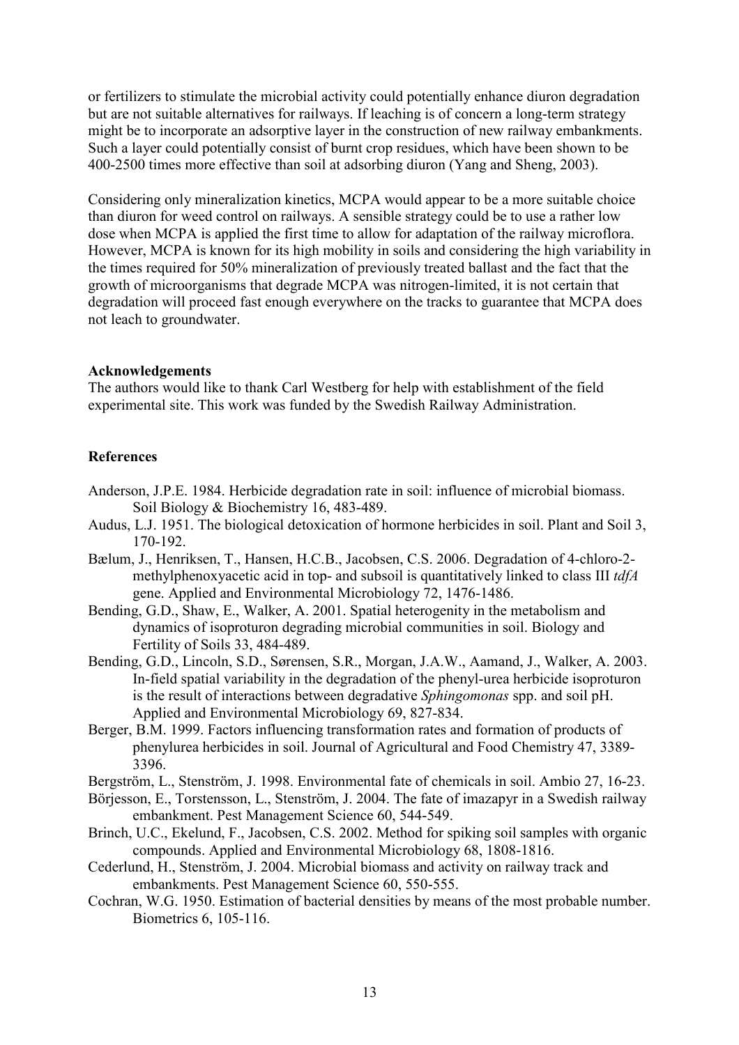or fertilizers to stimulate the microbial activity could potentially enhance diuron degradation but are not suitable alternatives for railways. If leaching is of concern a long-term strategy might be to incorporate an adsorptive layer in the construction of new railway embankments. Such a layer could potentially consist of burnt crop residues, which have been shown to be 400-2500 times more effective than soil at adsorbing diuron (Yang and Sheng, 2003).

Considering only mineralization kinetics, MCPA would appear to be a more suitable choice than diuron for weed control on railways. A sensible strategy could be to use a rather low dose when MCPA is applied the first time to allow for adaptation of the railway microflora. However, MCPA is known for its high mobility in soils and considering the high variability in the times required for 50% mineralization of previously treated ballast and the fact that the growth of microorganisms that degrade MCPA was nitrogen-limited, it is not certain that degradation will proceed fast enough everywhere on the tracks to guarantee that MCPA does not leach to groundwater.

**Acknowledgements**

The authors would like to thank Carl Westberg for help with establishment of the field experimental site. This work was funded by the Swedish Railway Administration.

**References**

Anderson, J.P.E. 1984. Herbicide degradation rate in soil: influence of microbial biomass. Soil Biology & Biochemistry 16, 483-489.

Audus, L.J. 1951. The biological detoxication of hormone herbicides in soil. Plant and Soil 3, 170-192.

Bælum, J., Henriksen, T., Hansen, H.C.B., Jacobsen, C.S. 2006. Degradation of 4-chloro-2-methylphenoxyacetic acid in top- and subsoil is quantitatively linked to class III *tdfA* gene. Applied and Environmental Microbiology 72, 1476-1486.

Bending, G.D., Shaw, E., Walker, A. 2001. Spatial heterogenity in the metabolism and dynamics of isoproturon degrading microbial communities in soil. Biology and Fertility of Soils 33, 484-489.

Bending, G.D., Lincoln, S.D., Sørensen, S.R., Morgan, J.A.W., Aamand, J., Walker, A. 2003. In-field spatial variability in the degradation of the phenyl-urea herbicide isoproturon is the result of interactions between degradative *Sphingomonas* spp. and soil pH. Applied and Environmental Microbiology 69, 827-834.

Berger, B.M. 1999. Factors influencing transformation rates and formation of products of phenylurea herbicides in soil. Journal of Agricultural and Food Chemistry 47, 3389-3396.

Bergström, L., Stenström, J. 1998. Environmental fate of chemicals in soil. Ambio 27, 16-23.

Börjesson, E., Torstensson, L., Stenström, J. 2004. The fate of imazapyr in a Swedish railway embankment. Pest Management Science 60, 544-549.

Brinch, U.C., Ekelund, F., Jacobsen, C.S. 2002. Method for spiking soil samples with organic compounds. Applied and Environmental Microbiology 68, 1808-1816.

Cederlund, H., Stenström, J. 2004. Microbial biomass and activity on railway track and embankments. Pest Management Science 60, 550-555.

Cochran, W.G. 1950. Estimation of bacterial densities by means of the most probable number. Biometrics 6, 105-116.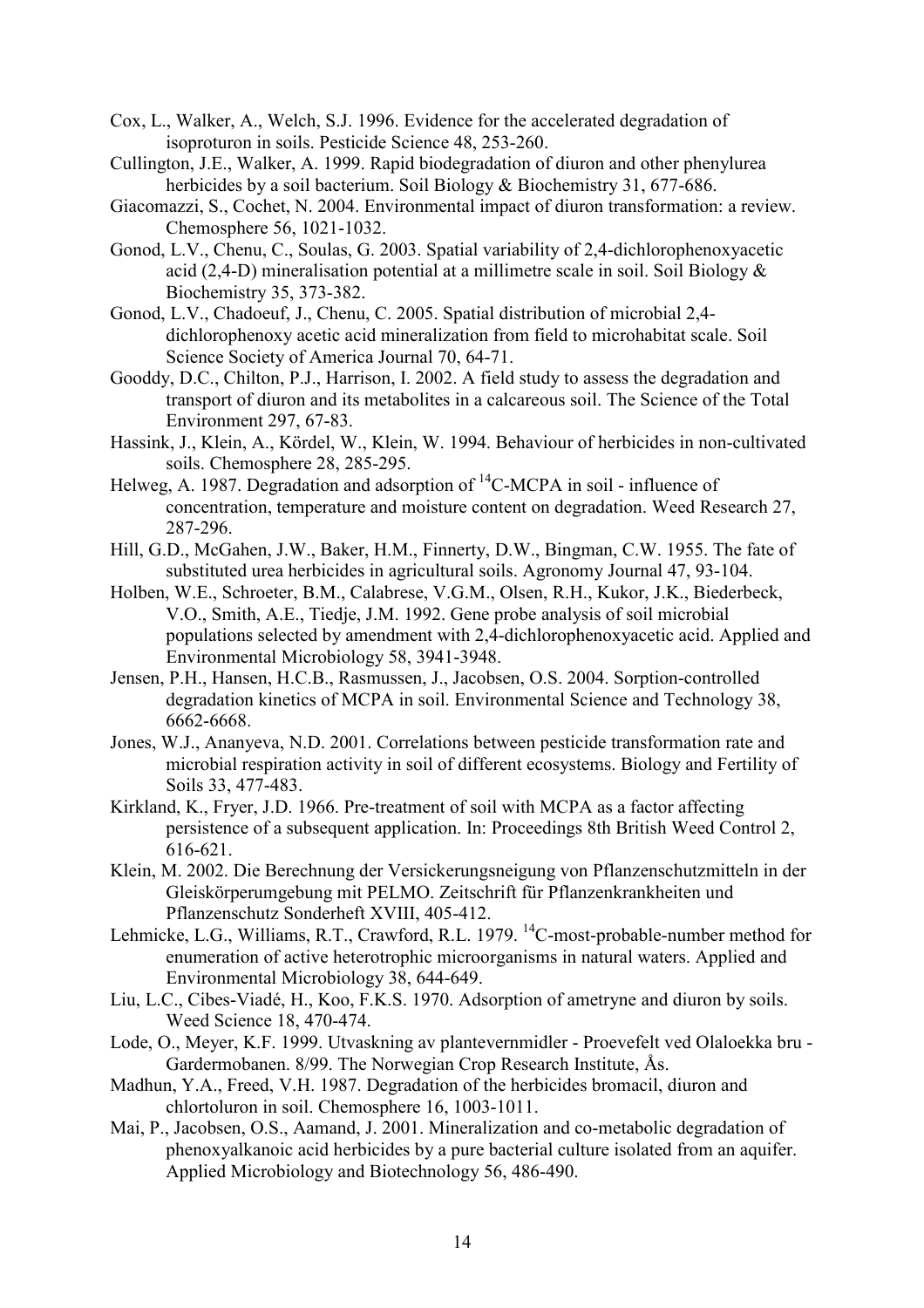Cox, L., Walker, A., Welch, S.J. 1996. Evidence for the accelerated degradation of isoproturon in soils. Pesticide Science 48, 253-260.

Cullington, J.E., Walker, A. 1999. Rapid biodegradation of diuron and other phenylurea herbicides by a soil bacterium. Soil Biology & Biochemistry 31, 677-686.

Giacomazzi, S., Cochet, N. 2004. Environmental impact of diuron transformation: a review. Chemosphere 56, 1021-1032.

Gonod, L.V., Chenu, C., Soulas, G. 2003. Spatial variability of 2,4-dichlorophenoxyacetic acid (2,4-D) mineralisation potential at a millimetre scale in soil. Soil Biology & Biochemistry 35, 373-382.

Gonod, L.V., Chadoeuf, J., Chenu, C. 2005. Spatial distribution of microbial 2,4-dichlorophenoxy acetic acid mineralization from field to microhabitat scale. Soil Science Society of America Journal 70, 64-71.

Gooddy, D.C., Chilton, P.J., Harrison, I. 2002. A field study to assess the degradation and transport of diuron and its metabolites in a calcareous soil. The Science of the Total Environment 297, 67-83.

Hassink, J., Klein, A., Kördel, W., Klein, W. 1994. Behaviour of herbicides in non-cultivated soils. Chemosphere 28, 285-295.

Helweg, A. 1987. Degradation and adsorption of $^{14}$C-MCPA in soil - influence of concentration, temperature and moisture content on degradation. Weed Research 27, 287-296.

Hill, G.D., McGahen, J.W., Baker, H.M., Finnerty, D.W., Bingman, C.W. 1955. The fate of substituted urea herbicides in agricultural soils. Agronomy Journal 47, 93-104.

Holben, W.E., Schroeter, B.M., Calabrese, V.G.M., Olsen, R.H., Kukor, J.K., Biederbeck, V.O., Smith, A.E., Tiedje, J.M. 1992. Gene probe analysis of soil microbial populations selected by amendment with 2,4-dichlorophenoxyacetic acid. Applied and Environmental Microbiology 58, 3941-3948.

Jensen, P.H., Hansen, H.C.B., Rasmussen, J., Jacobsen, O.S. 2004. Sorption-controlled degradation kinetics of MCPA in soil. Environmental Science and Technology 38, 6662-6668.

Jones, W.J., Ananyeva, N.D. 2001. Correlations between pesticide transformation rate and microbial respiration activity in soil of different ecosystems. Biology and Fertility of Soils 33, 477-483.

Kirkland, K., Fryer, J.D. 1966. Pre-treatment of soil with MCPA as a factor affecting persistence of a subsequent application. In: Proceedings 8th British Weed Control 2, 616-621.

Klein, M. 2002. Die Berechnung der Versickerungsneigung von Pflanzenschutzmitteln in der Gleiskörperumgebung mit PELMO. Zeitschrift für Pflanzenkrankheiten und Pflanzenschutz Sonderheft XVIII, 405-412.

Lehmicke, L.G., Williams, R.T., Crawford, R.L. 1979. $^{14}$C-most-probable-number method for enumeration of active heterotrophic microorganisms in natural waters. Applied and Environmental Microbiology 38, 644-649.

Liu, L.C., Cibes-Viadé, H., Koo, F.K.S. 1970. Adsorption of ametryne and diuron by soils. Weed Science 18, 470-474.

Lode, O., Meyer, K.F. 1999. Utvaskning av plantevernmidler - Proevefelt ved Olaloekka bru - Gardermobanen. 8/99. The Norwegian Crop Research Institute, Ås.

Madhun, Y.A., Freed, V.H. 1987. Degradation of the herbicides bromacil, diuron and chlortoluron in soil. Chemosphere 16, 1003-1011.

Mai, P., Jacobsen, O.S., Aamand, J. 2001. Mineralization and co-metabolic degradation of phenoxyalkanoic acid herbicides by a pure bacterial culture isolated from an aquifer. Applied Microbiology and Biotechnology 56, 486-490.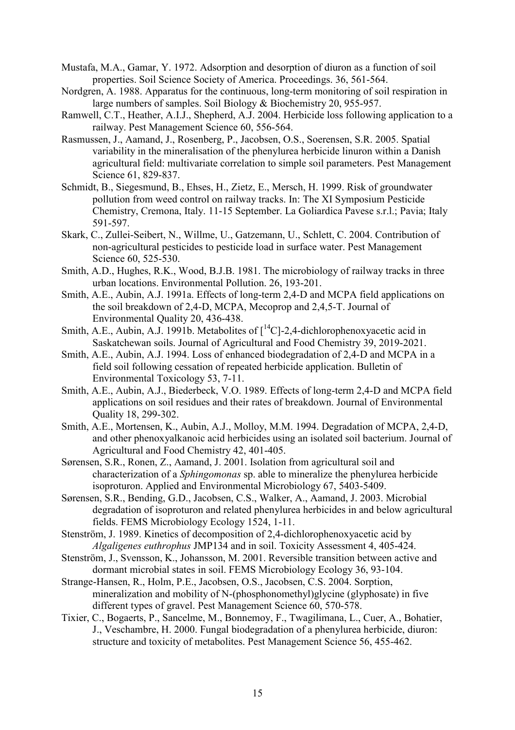Mustafa, M.A., Gamar, Y. 1972. Adsorption and desorption of diuron as a function of soil properties. Soil Science Society of America. Proceedings. 36, 561-564.

Nordgren, A. 1988. Apparatus for the continuous, long-term monitoring of soil respiration in large numbers of samples. Soil Biology & Biochemistry 20, 955-957.

Ramwell, C.T., Heather, A.I.J., Shepherd, A.J. 2004. Herbicide loss following application to a railway. Pest Management Science 60, 556-564.

Rasmussen, J., Aamand, J., Rosenberg, P., Jacobsen, O.S., Soerensen, S.R. 2005. Spatial variability in the mineralisation of the phenylurea herbicide linuron within a Danish agricultural field: multivariate correlation to simple soil parameters. Pest Management Science 61, 829-837.

Schmidt, B., Siegesmund, B., Ehses, H., Zietz, E., Mersch, H. 1999. Risk of groundwater pollution from weed control on railway tracks. In: The XI Symposium Pesticide Chemistry, Cremona, Italy. 11-15 September. La Goliardica Pavese s.r.l.; Pavia; Italy 591-597.

Skark, C., Zullei-Seibert, N., Willme, U., Gatzemann, U., Schlett, C. 2004. Contribution of non-agricultural pesticides to pesticide load in surface water. Pest Management Science 60, 525-530.

Smith, A.D., Hughes, R.K., Wood, B.J.B. 1981. The microbiology of railway tracks in three urban locations. Environmental Pollution. 26, 193-201.

Smith, A.E., Aubin, A.J. 1991a. Effects of long-term 2,4-D and MCPA field applications on the soil breakdown of 2,4-D, MCPA, Mecoprop and 2,4,5-T. Journal of Environmental Quality 20, 436-438.

Smith, A.E., Aubin, A.J. 1991b. Metabolites of [$^{14}$C]-2,4-dichlorophenoxyacetic acid in Saskatchewan soils. Journal of Agricultural and Food Chemistry 39, 2019-2021.

Smith, A.E., Aubin, A.J. 1994. Loss of enhanced biodegradation of 2,4-D and MCPA in a field soil following cessation of repeated herbicide application. Bulletin of Environmental Toxicology 53, 7-11.

Smith, A.E., Aubin, A.J., Biederbeck, V.O. 1989. Effects of long-term 2,4-D and MCPA field applications on soil residues and their rates of breakdown. Journal of Environmental Quality 18, 299-302.

Smith, A.E., Mortensen, K., Aubin, A.J., Molloy, M.M. 1994. Degradation of MCPA, 2,4-D, and other phenoxyalkanoic acid herbicides using an isolated soil bacterium. Journal of Agricultural and Food Chemistry 42, 401-405.

Sørensen, S.R., Ronen, Z., Aamand, J. 2001. Isolation from agricultural soil and characterization of a *Sphingomonas* sp. able to mineralize the phenylurea herbicide isoproturon. Applied and Environmental Microbiology 67, 5403-5409.

Sørensen, S.R., Bending, G.D., Jacobsen, C.S., Walker, A., Aamand, J. 2003. Microbial degradation of isoproturon and related phenylurea herbicides in and below agricultural fields. FEMS Microbiology Ecology 1524, 1-11.

Stenström, J. 1989. Kinetics of decomposition of 2,4-dichlorophenoxyacetic acid by *Algaligenes euthrophus* JMP134 and in soil. Toxicity Assessment 4, 405-424.

Stenström, J., Svensson, K., Johansson, M. 2001. Reversible transition between active and dormant microbial states in soil. FEMS Microbiology Ecology 36, 93-104.

Strange-Hansen, R., Holm, P.E., Jacobsen, O.S., Jacobsen, C.S. 2004. Sorption, mineralization and mobility of N-(phosphonomethyl)glycine (glyphosate) in five different types of gravel. Pest Management Science 60, 570-578.

Tixier, C., Bogaerts, P., Sancelme, M., Bonnemoy, F., Twagilimana, L., Cuer, A., Bohatier, J., Veschambre, H. 2000. Fungal biodegradation of a phenylurea herbicide, diuron: structure and toxicity of metabolites. Pest Management Science 56, 455-462.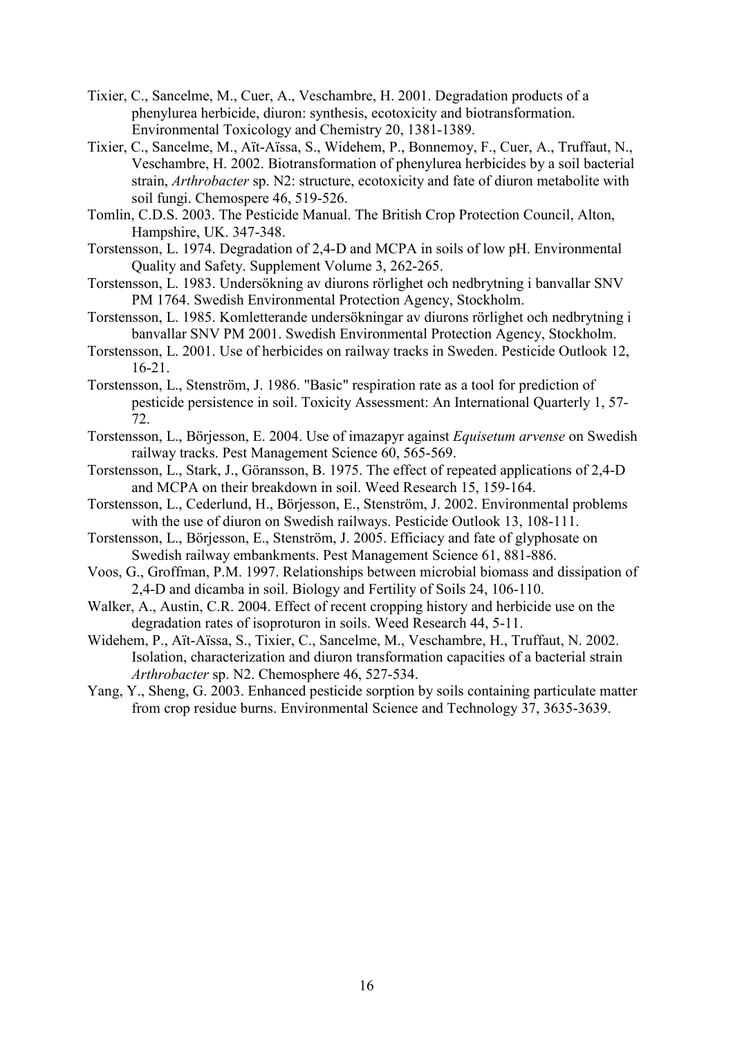Tixier, C., Sancelme, M., Cuer, A., Veschambre, H. 2001. Degradation products of a phenylurea herbicide, diuron: synthesis, ecotoxicity and biotransformation. Environmental Toxicology and Chemistry 20, 1381-1389.

Tixier, C., Sancelme, M., Aït-Aïssa, S., Widehem, P., Bonnemoy, F., Cuer, A., Truffaut, N., Veschambre, H. 2002. Biotransformation of phenylurea herbicides by a soil bacterial strain, *Arthrobacter* sp. N2: structure, ecotoxicity and fate of diuron metabolite with soil fungi. Chemospere 46, 519-526.

Tomlin, C.D.S. 2003. The Pesticide Manual. The British Crop Protection Council, Alton, Hampshire, UK. 347-348.

Torstensson, L. 1974. Degradation of 2,4-D and MCPA in soils of low pH. Environmental Quality and Safety. Supplement Volume 3, 262-265.

Torstensson, L. 1983. Undersökning av diurons rörlighet och nedbrytning i banvallar SNV PM 1764. Swedish Environmental Protection Agency, Stockholm.

Torstensson, L. 1985. Komletterande undersökningar av diurons rörlighet och nedbrytning i banvallar SNV PM 2001. Swedish Environmental Protection Agency, Stockholm.

Torstensson, L. 2001. Use of herbicides on railway tracks in Sweden. Pesticide Outlook 12, 16-21.

Torstensson, L., Stenström, J. 1986. "Basic" respiration rate as a tool for prediction of pesticide persistence in soil. Toxicity Assessment: An International Quarterly 1, 57-72.

Torstensson, L., Börjesson, E. 2004. Use of imazapyr against *Equisetum arvense* on Swedish railway tracks. Pest Management Science 60, 565-569.

Torstensson, L., Stark, J., Göransson, B. 1975. The effect of repeated applications of 2,4-D and MCPA on their breakdown in soil. Weed Research 15, 159-164.

Torstensson, L., Cederlund, H., Börjesson, E., Stenström, J. 2002. Environmental problems with the use of diuron on Swedish railways. Pesticide Outlook 13, 108-111.

Torstensson, L., Börjesson, E., Stenström, J. 2005. Efficiacy and fate of glyphosate on Swedish railway embankments. Pest Management Science 61, 881-886.

Voos, G., Groffman, P.M. 1997. Relationships between microbial biomass and dissipation of 2,4-D and dicamba in soil. Biology and Fertility of Soils 24, 106-110.

Walker, A., Austin, C.R. 2004. Effect of recent cropping history and herbicide use on the degradation rates of isoproturon in soils. Weed Research 44, 5-11.

Widehem, P., Aït-Aïssa, S., Tixier, C., Sancelme, M., Veschambre, H., Truffaut, N. 2002. Isolation, characterization and diuron transformation capacities of a bacterial strain *Arthrobacter* sp. N2. Chemosphere 46, 527-534.

Yang, Y., Sheng, G. 2003. Enhanced pesticide sorption by soils containing particulate matter from crop residue burns. Environmental Science and Technology 37, 3635-3639.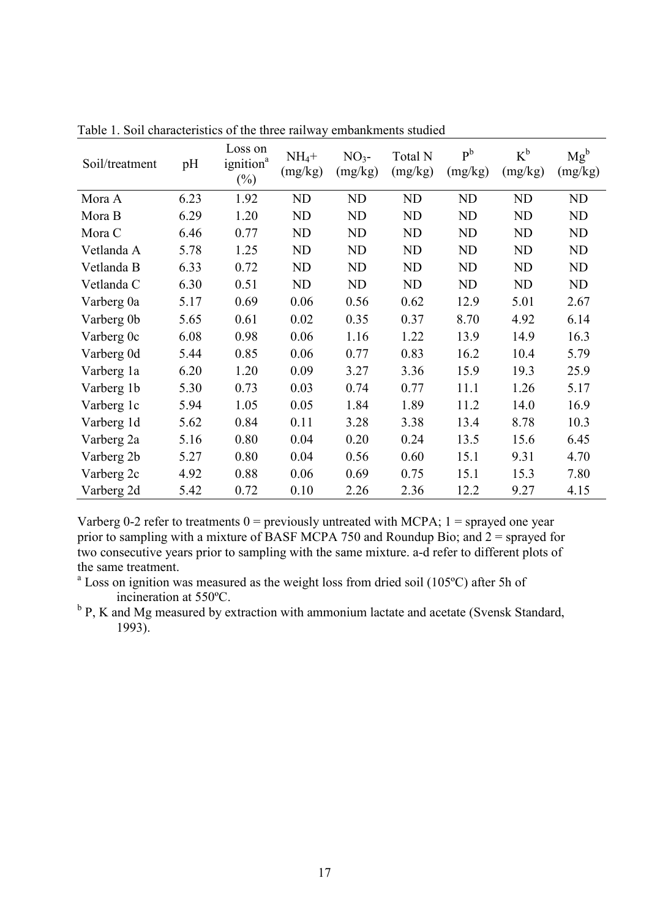Table 1. Soil characteristics of the three railway embankments studied

| Soil/treatment | pH | Loss on ignition[a] (%) | $NH_4^+$ (mg/kg) | $NO_3^-$ (mg/kg) | Total N (mg/kg) | P[b] (mg/kg) | K[b] (mg/kg) | Mg[b] (mg/kg) |
|---|---|---|---|---|---|---|---|---|
| Mora A | 6.23 | 1.92 | ND | ND | ND | ND | ND | ND |
| Mora B | 6.29 | 1.20 | ND | ND | ND | ND | ND | ND |
| Mora C | 6.46 | 0.77 | ND | ND | ND | ND | ND | ND |
| Vetlanda A | 5.78 | 1.25 | ND | ND | ND | ND | ND | ND |
| Vetlanda B | 6.33 | 0.72 | ND | ND | ND | ND | ND | ND |
| Vetlanda C | 6.30 | 0.51 | ND | ND | ND | ND | ND | ND |
| Varberg 0a | 5.17 | 0.69 | 0.06 | 0.56 | 0.62 | 12.9 | 5.01 | 2.67 |
| Varberg 0b | 5.65 | 0.61 | 0.02 | 0.35 | 0.37 | 8.70 | 4.92 | 6.14 |
| Varberg 0c | 6.08 | 0.98 | 0.06 | 1.16 | 1.22 | 13.9 | 14.9 | 16.3 |
| Varberg 0d | 5.44 | 0.85 | 0.06 | 0.77 | 0.83 | 16.2 | 10.4 | 5.79 |
| Varberg 1a | 6.20 | 1.20 | 0.09 | 3.27 | 3.36 | 15.9 | 19.3 | 25.9 |
| Varberg 1b | 5.30 | 0.73 | 0.03 | 0.74 | 0.77 | 11.1 | 1.26 | 5.17 |
| Varberg 1c | 5.94 | 1.05 | 0.05 | 1.84 | 1.89 | 11.2 | 14.0 | 16.9 |
| Varberg 1d | 5.62 | 0.84 | 0.11 | 3.28 | 3.38 | 13.4 | 8.78 | 10.3 |
| Varberg 2a | 5.16 | 0.80 | 0.04 | 0.20 | 0.24 | 13.5 | 15.6 | 6.45 |
| Varberg 2b | 5.27 | 0.80 | 0.04 | 0.56 | 0.60 | 15.1 | 9.31 | 4.70 |
| Varberg 2c | 4.92 | 0.88 | 0.06 | 0.69 | 0.75 | 15.1 | 15.3 | 7.80 |
| Varberg 2d | 5.42 | 0.72 | 0.10 | 2.26 | 2.36 | 12.2 | 9.27 | 4.15 |

Varberg 0-2 refer to treatments 0 = previously untreated with MCPA; 1 = sprayed one year prior to sampling with a mixture of BASF MCPA 750 and Roundup Bio; and 2 = sprayed for two consecutive years prior to sampling with the same mixture. a-d refer to different plots of the same treatment.

[a] Loss on ignition was measured as the weight loss from dried soil (105ºC) after 5h of incineration at 550ºC.

[b] P, K and Mg measured by extraction with ammonium lactate and acetate (Svensk Standard, 1993).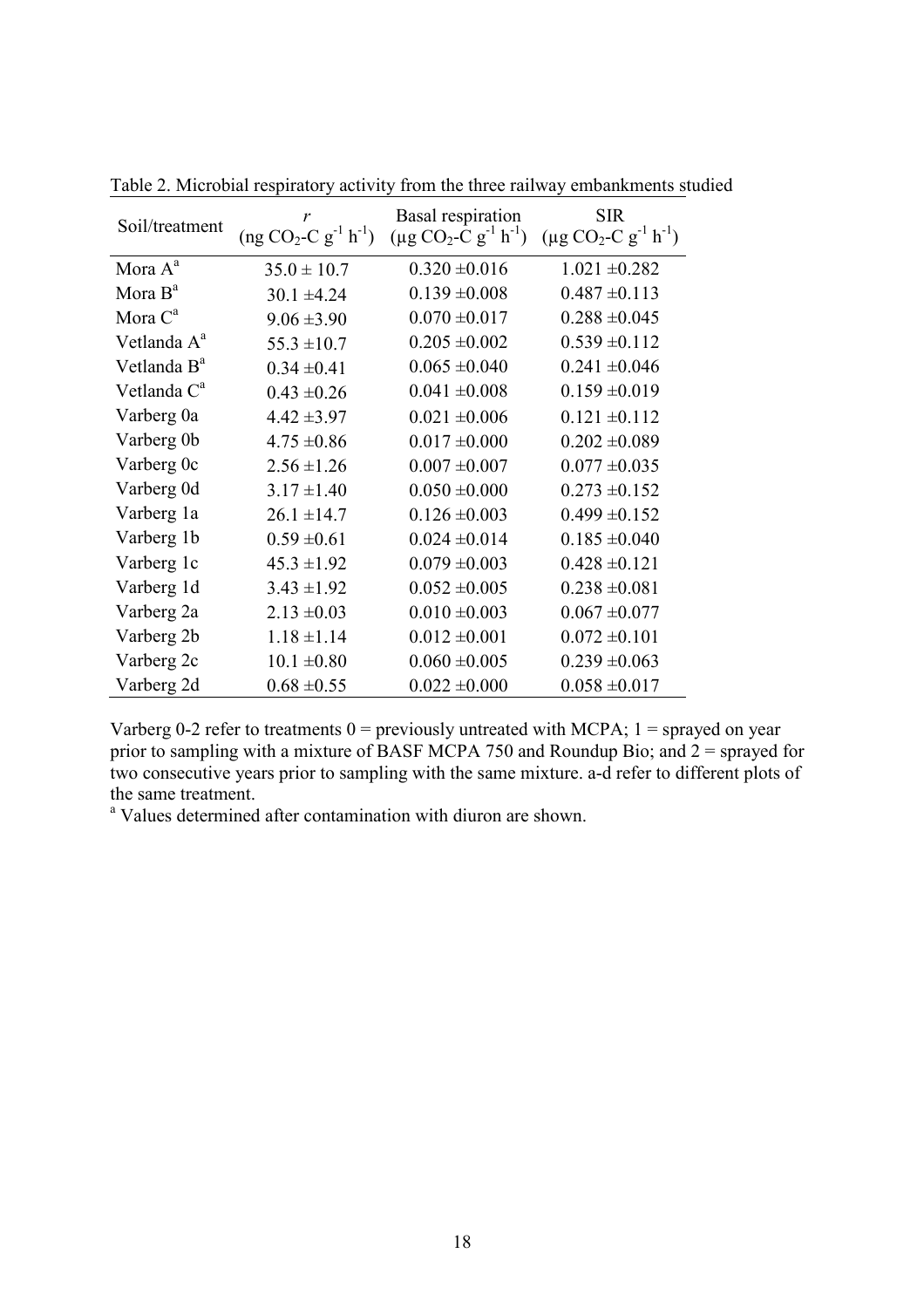Table 2. Microbial respiratory activity from the three railway embankments studied

| Soil/treatment | $r$ (ng $CO_2$-C $g^{-1}$ $h^{-1}$) | Basal respiration (µg $CO_2$-C $g^{-1}$ $h^{-1}$) | SIR (µg $CO_2$-C $g^{-1}$ $h^{-1}$) |
|---|---|---|---|
| Mora A[a] | 35.0 ± 10.7 | 0.320 ±0.016 | 1.021 ±0.282 |
| Mora B[a] | 30.1 ±4.24 | 0.139 ±0.008 | 0.487 ±0.113 |
| Mora C[a] | 9.06 ±3.90 | 0.070 ±0.017 | 0.288 ±0.045 |
| Vetlanda A[a] | 55.3 ±10.7 | 0.205 ±0.002 | 0.539 ±0.112 |
| Vetlanda B[a] | 0.34 ±0.41 | 0.065 ±0.040 | 0.241 ±0.046 |
| Vetlanda C[a] | 0.43 ±0.26 | 0.041 ±0.008 | 0.159 ±0.019 |
| Varberg 0a | 4.42 ±3.97 | 0.021 ±0.006 | 0.121 ±0.112 |
| Varberg 0b | 4.75 ±0.86 | 0.017 ±0.000 | 0.202 ±0.089 |
| Varberg 0c | 2.56 ±1.26 | 0.007 ±0.007 | 0.077 ±0.035 |
| Varberg 0d | 3.17 ±1.40 | 0.050 ±0.000 | 0.273 ±0.152 |
| Varberg 1a | 26.1 ±14.7 | 0.126 ±0.003 | 0.499 ±0.152 |
| Varberg 1b | 0.59 ±0.61 | 0.024 ±0.014 | 0.185 ±0.040 |
| Varberg 1c | 45.3 ±1.92 | 0.079 ±0.003 | 0.428 ±0.121 |
| Varberg 1d | 3.43 ±1.92 | 0.052 ±0.005 | 0.238 ±0.081 |
| Varberg 2a | 2.13 ±0.03 | 0.010 ±0.003 | 0.067 ±0.077 |
| Varberg 2b | 1.18 ±1.14 | 0.012 ±0.001 | 0.072 ±0.101 |
| Varberg 2c | 10.1 ±0.80 | 0.060 ±0.005 | 0.239 ±0.063 |
| Varberg 2d | 0.68 ±0.55 | 0.022 ±0.000 | 0.058 ±0.017 |

Varberg 0-2 refer to treatments 0 = previously untreated with MCPA; 1 = sprayed on year prior to sampling with a mixture of BASF MCPA 750 and Roundup Bio; and 2 = sprayed for two consecutive years prior to sampling with the same mixture. a-d refer to different plots of the same treatment.

[a] Values determined after contamination with diuron are shown.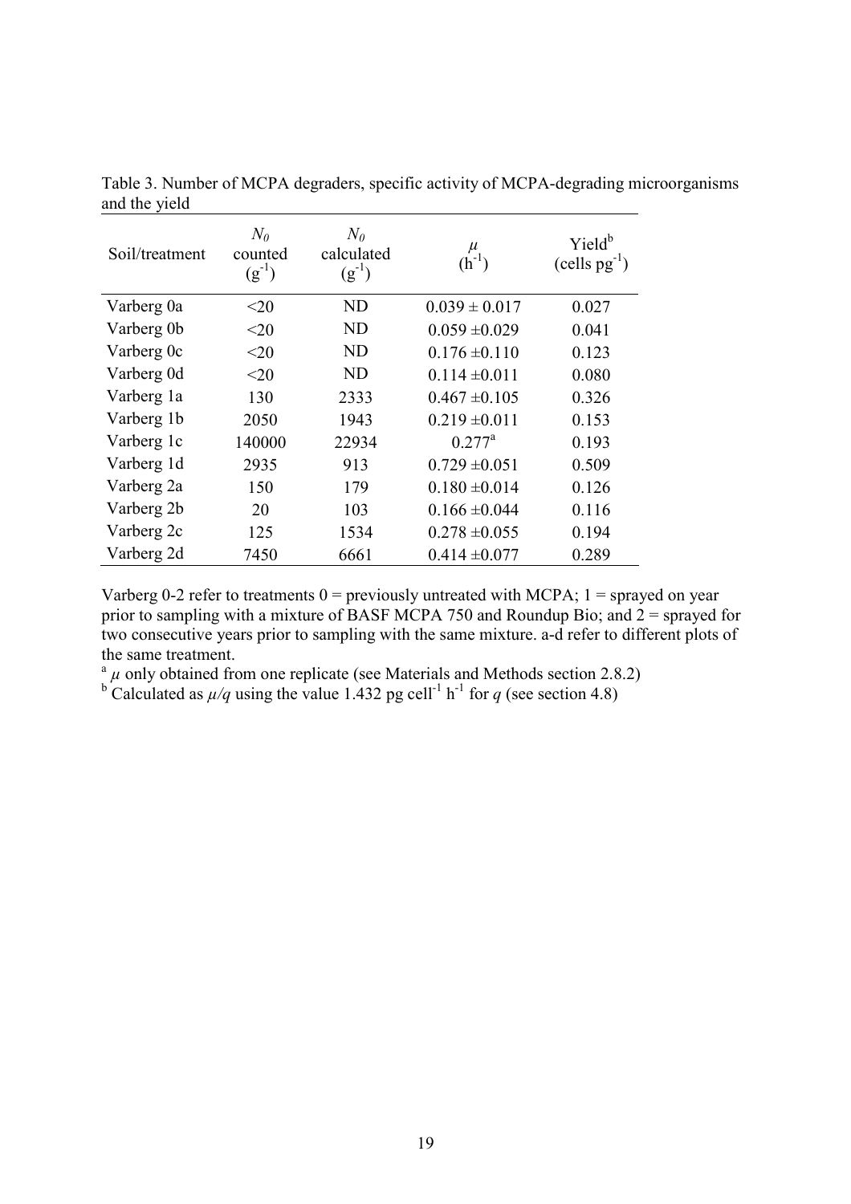Table 3. Number of MCPA degraders, specific activity of MCPA-degrading microorganisms and the yield

| Soil/treatment | $N_0$ counted ($g^{-1}$) | $N_0$ calculated ($g^{-1}$) | $\mu$ ($h^{-1}$) | Yield[b] (cells $pg^{-1}$) |
|---|---|---|---|---|
| Varberg 0a | <20 | ND | 0.039 ± 0.017 | 0.027 |
| Varberg 0b | <20 | ND | 0.059 ±0.029 | 0.041 |
| Varberg 0c | <20 | ND | 0.176 ±0.110 | 0.123 |
| Varberg 0d | <20 | ND | 0.114 ±0.011 | 0.080 |
| Varberg 1a | 130 | 2333 | 0.467 ±0.105 | 0.326 |
| Varberg 1b | 2050 | 1943 | 0.219 ±0.011 | 0.153 |
| Varberg 1c | 140000 | 22934 | 0.277[a] | 0.193 |
| Varberg 1d | 2935 | 913 | 0.729 ±0.051 | 0.509 |
| Varberg 2a | 150 | 179 | 0.180 ±0.014 | 0.126 |
| Varberg 2b | 20 | 103 | 0.166 ±0.044 | 0.116 |
| Varberg 2c | 125 | 1534 | 0.278 ±0.055 | 0.194 |
| Varberg 2d | 7450 | 6661 | 0.414 ±0.077 | 0.289 |

Varberg 0-2 refer to treatments 0 = previously untreated with MCPA; 1 = sprayed on year prior to sampling with a mixture of BASF MCPA 750 and Roundup Bio; and 2 = sprayed for two consecutive years prior to sampling with the same mixture. a-d refer to different plots of the same treatment.

[a] $\mu$ only obtained from one replicate (see Materials and Methods section 2.8.2)

[b] Calculated as $\mu/q$ using the value 1.432 pg $cell^{-1}$ $h^{-1}$ for $q$ (see section 4.8)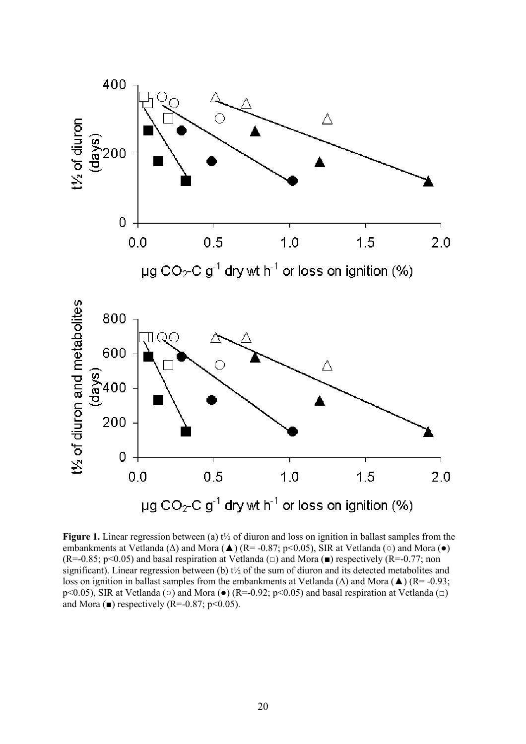**Figure 1.** Linear regression between (a) t½ of diuron and loss on ignition in ballast samples from the embankments at Vetlanda (∆) and Mora (▲) (R= -0.87; $p<0.05$), SIR at Vetlanda (○) and Mora (●) (R=-0.85; $p<0.05$) and basal respiration at Vetlanda (□) and Mora (■) respectively (R=-0.77; non significant). Linear regression between (b) t½ of the sum of diuron and its detected metabolites and loss on ignition in ballast samples from the embankments at Vetlanda (∆) and Mora (▲) (R= -0.93; $p<0.05$), SIR at Vetlanda (○) and Mora (●) (R=-0.92; $p<0.05$) and basal respiration at Vetlanda (□) and Mora (■) respectively (R=-0.87; $p<0.05$).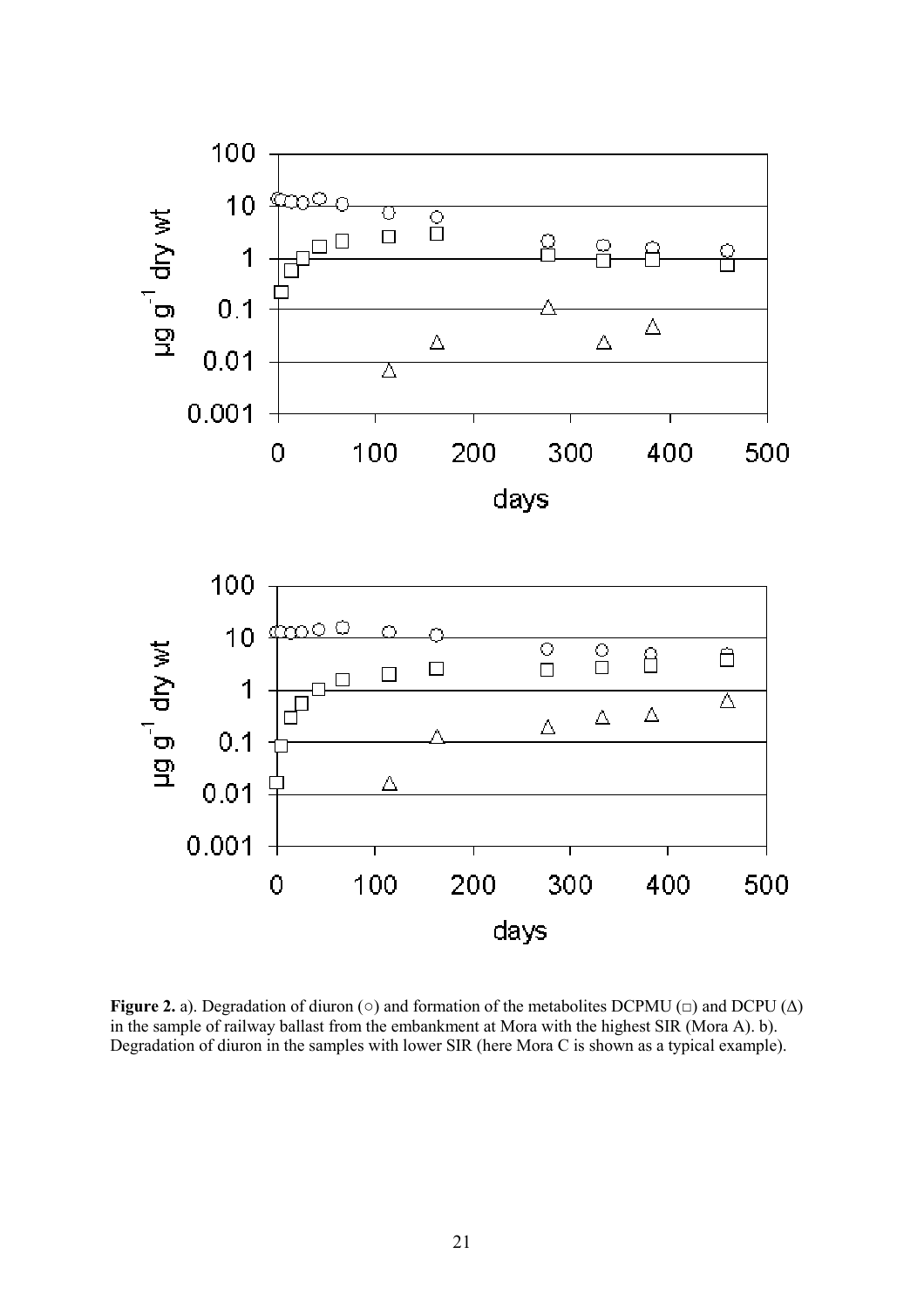**Figure 2.** a). Degradation of diuron (○) and formation of the metabolites DCPMU (□) and DCPU (Δ) in the sample of railway ballast from the embankment at Mora with the highest SIR (Mora A). b). Degradation of diuron in the samples with lower SIR (here Mora C is shown as a typical example).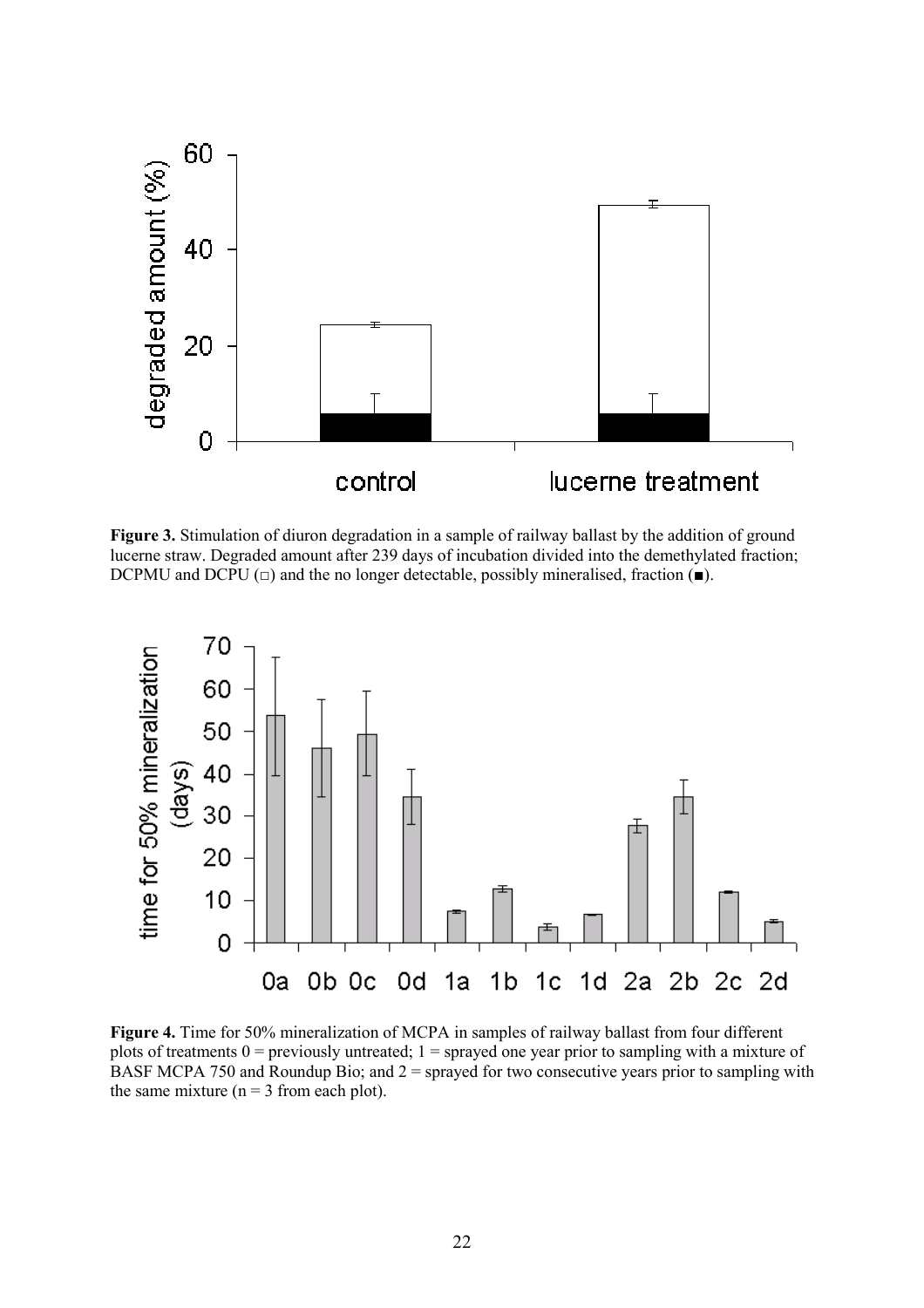**Figure 3.** Stimulation of diuron degradation in a sample of railway ballast by the addition of ground lucerne straw. Degraded amount after 239 days of incubation divided into the demethylated fraction; DCPMU and DCPU (□) and the no longer detectable, possibly mineralised, fraction (■).

**Figure 4.** Time for 50% mineralization of MCPA in samples of railway ballast from four different plots of treatments 0 = previously untreated; 1 = sprayed one year prior to sampling with a mixture of BASF MCPA 750 and Roundup Bio; and 2 = sprayed for two consecutive years prior to sampling with the same mixture (n = 3 from each plot).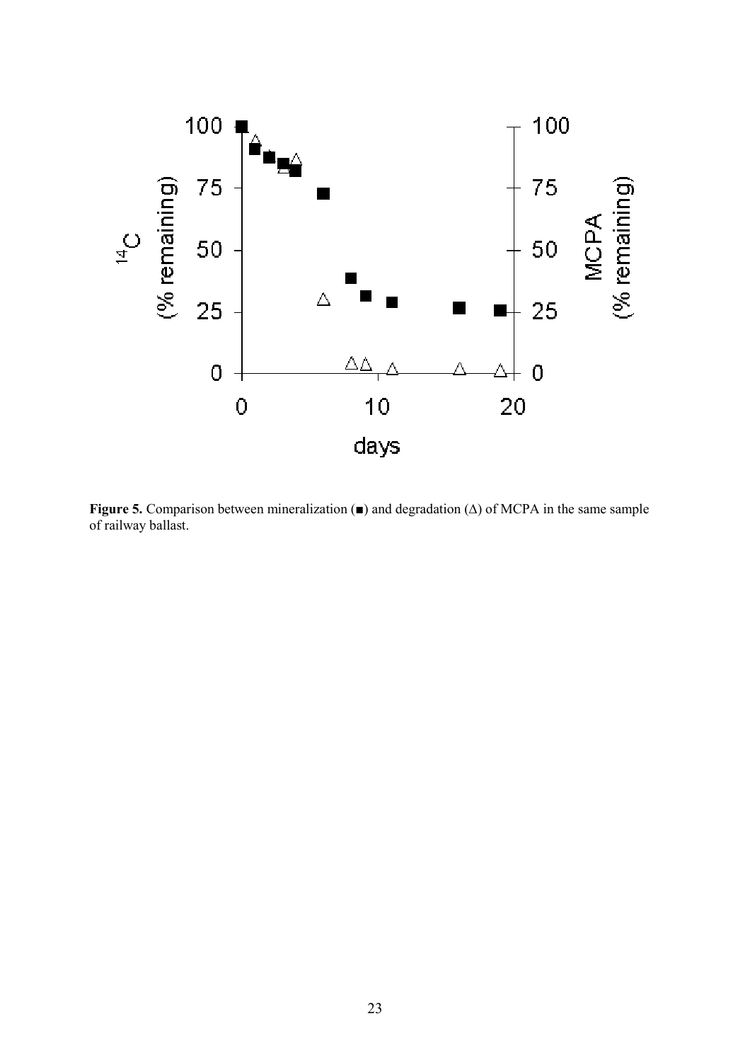100

75

50

25

0

$^{14}$C
(% remaining)

100

75

50

25

0

MCPA
(% remaining)

0

10

20

days

**Figure 5.** Comparison between mineralization (■) and degradation (Δ) of MCPA in the same sample of railway ballast.